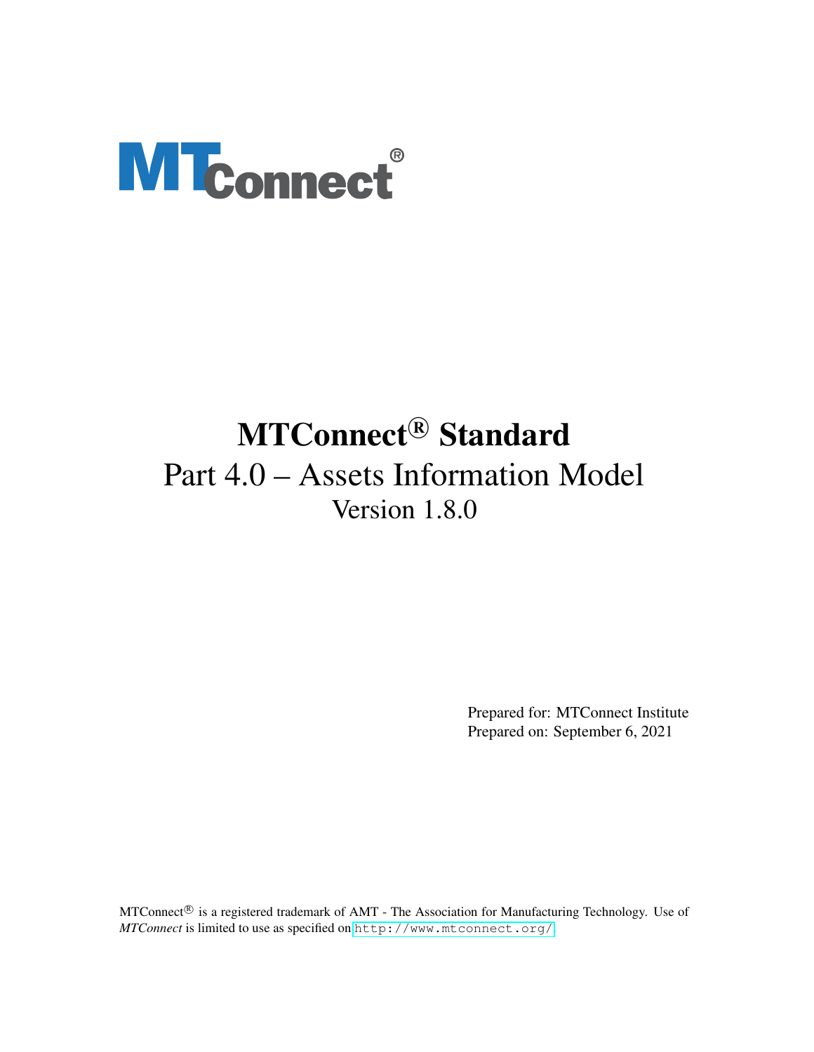MTConnect®

# MTConnect® Standard

## Part 4.0 – Assets Information Model

### Version 1.8.0

Prepared for: MTConnect Institute
Prepared on: September 6, 2021

MTConnect® is a registered trademark of AMT - The Association for Manufacturing Technology. Use of *MTConnect* is limited to use as specified on http://www.mtconnect.org/.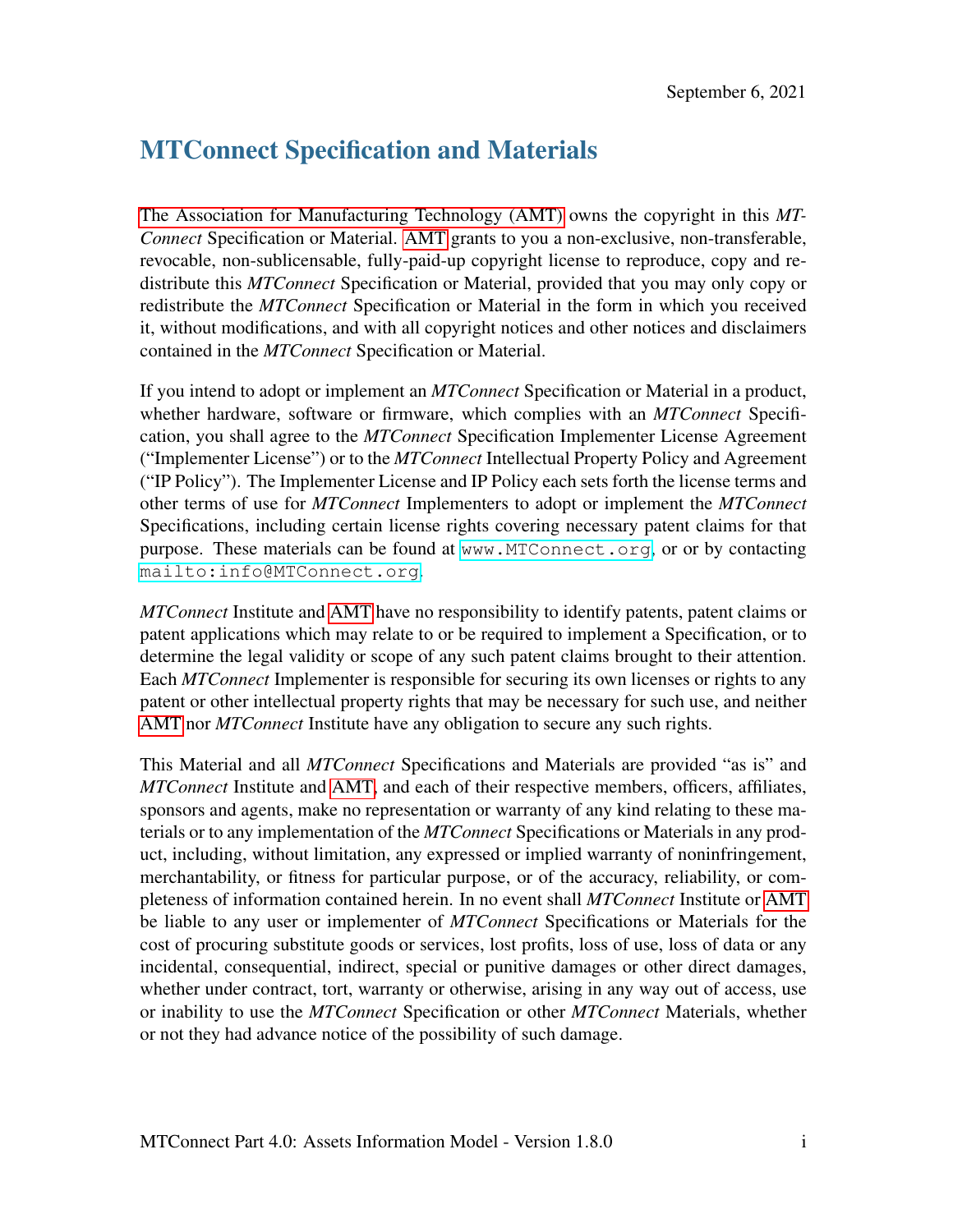September 6, 2021

# MTConnect Specification and Materials

The Association for Manufacturing Technology (AMT) owns the copyright in this *MTConnect* Specification or Material. AMT grants to you a non-exclusive, non-transferable, revocable, non-sublicensable, fully-paid-up copyright license to reproduce, copy and redistribute this *MTConnect* Specification or Material, provided that you may only copy or redistribute the *MTConnect* Specification or Material in the form in which you received it, without modifications, and with all copyright notices and other notices and disclaimers contained in the *MTConnect* Specification or Material.

If you intend to adopt or implement an *MTConnect* Specification or Material in a product, whether hardware, software or firmware, which complies with an *MTConnect* Specification, you shall agree to the *MTConnect* Specification Implementer License Agreement ("Implementer License") or to the *MTConnect* Intellectual Property Policy and Agreement ("IP Policy"). The Implementer License and IP Policy each sets forth the license terms and other terms of use for *MTConnect* Implementers to adopt or implement the *MTConnect* Specifications, including certain license rights covering necessary patent claims for that purpose. These materials can be found at `www.MTConnect.org`, or or by contacting `mailto:info@MTConnect.org`.

*MTConnect* Institute and AMT have no responsibility to identify patents, patent claims or patent applications which may relate to or be required to implement a Specification, or to determine the legal validity or scope of any such patent claims brought to their attention. Each *MTConnect* Implementer is responsible for securing its own licenses or rights to any patent or other intellectual property rights that may be necessary for such use, and neither AMT nor *MTConnect* Institute have any obligation to secure any such rights.

This Material and all *MTConnect* Specifications and Materials are provided "as is" and *MTConnect* Institute and AMT, and each of their respective members, officers, affiliates, sponsors and agents, make no representation or warranty of any kind relating to these materials or to any implementation of the *MTConnect* Specifications or Materials in any product, including, without limitation, any expressed or implied warranty of noninfringement, merchantability, or fitness for particular purpose, or of the accuracy, reliability, or completeness of information contained herein. In no event shall *MTConnect* Institute or AMT be liable to any user or implementer of *MTConnect* Specifications or Materials for the cost of procuring substitute goods or services, lost profits, loss of use, loss of data or any incidental, consequential, indirect, special or punitive damages or other direct damages, whether under contract, tort, warranty or otherwise, arising in any way out of access, use or inability to use the *MTConnect* Specification or other *MTConnect* Materials, whether or not they had advance notice of the possibility of such damage.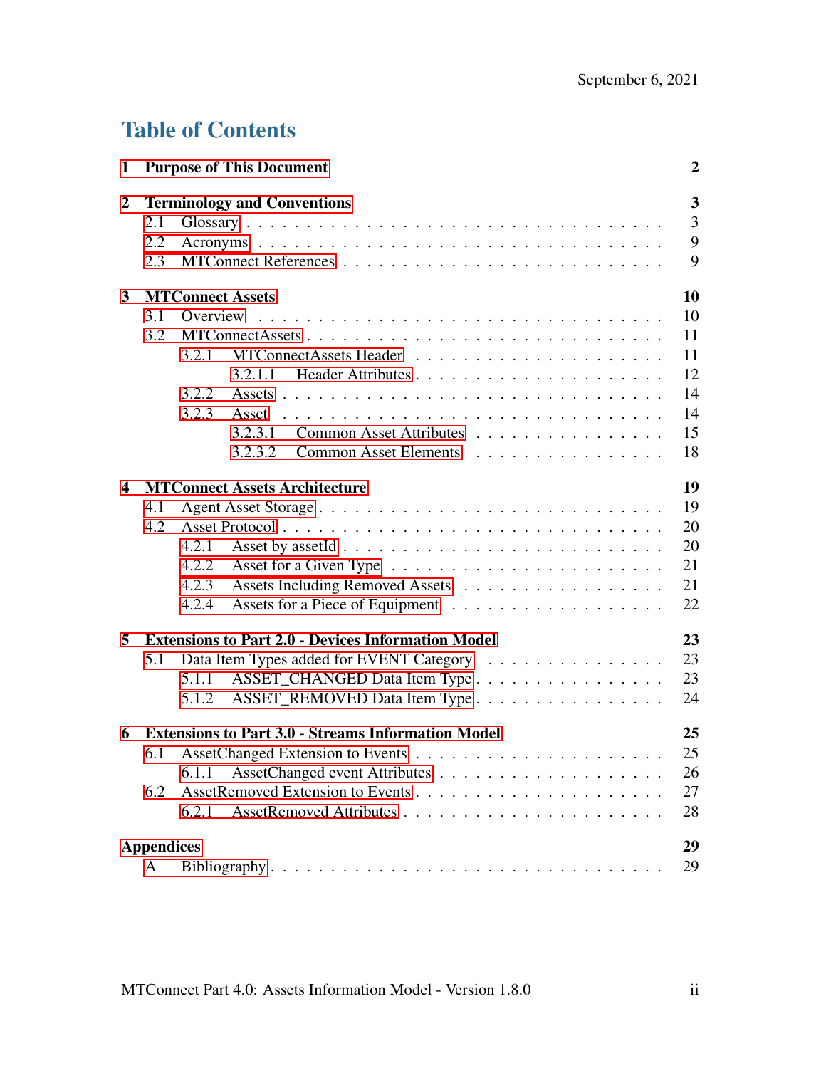September 6, 2021

# Table of Contents

**1 Purpose of This Document** **2**

**2 Terminology and Conventions** **3**

- 2.1 Glossary . . . . . . . . . . 3
- 2.2 Acronyms . . . . . . . . . . 9
- 2.3 MTConnect References . . . . . . . . . . 9

**3 MTConnect Assets** **10**

- 3.1 Overview . . . . . . . . . . 10
- 3.2 MTConnectAssets . . . . . . . . . . 11
  - 3.2.1 MTConnectAssets Header . . . . . . . . . . 11
    - 3.2.1.1 Header Attributes . . . . . . . . . . 12
  - 3.2.2 Assets . . . . . . . . . . 14
  - 3.2.3 Asset . . . . . . . . . . 14
    - 3.2.3.1 Common Asset Attributes . . . . . . . . . . 15
    - 3.2.3.2 Common Asset Elements . . . . . . . . . . 18

**4 MTConnect Assets Architecture** **19**

- 4.1 Agent Asset Storage . . . . . . . . . . 19
- 4.2 Asset Protocol . . . . . . . . . . 20
  - 4.2.1 Asset by assetId . . . . . . . . . . 20
  - 4.2.2 Asset for a Given Type . . . . . . . . . . 21
  - 4.2.3 Assets Including Removed Assets . . . . . . . . . . 21
  - 4.2.4 Assets for a Piece of Equipment . . . . . . . . . . 22

**5 Extensions to Part 2.0 - Devices Information Model** **23**

- 5.1 Data Item Types added for EVENT Category . . . . . . . . . . 23
  - 5.1.1 ASSET_CHANGED Data Item Type . . . . . . . . . . 23
  - 5.1.2 ASSET_REMOVED Data Item Type . . . . . . . . . . 24

**6 Extensions to Part 3.0 - Streams Information Model** **25**

- 6.1 AssetChanged Extension to Events . . . . . . . . . . 25
  - 6.1.1 AssetChanged event Attributes . . . . . . . . . . 26
- 6.2 AssetRemoved Extension to Events . . . . . . . . . . 27
  - 6.2.1 AssetRemoved Attributes . . . . . . . . . . 28

**Appendices** **29**

- A Bibliography . . . . . . . . . . 29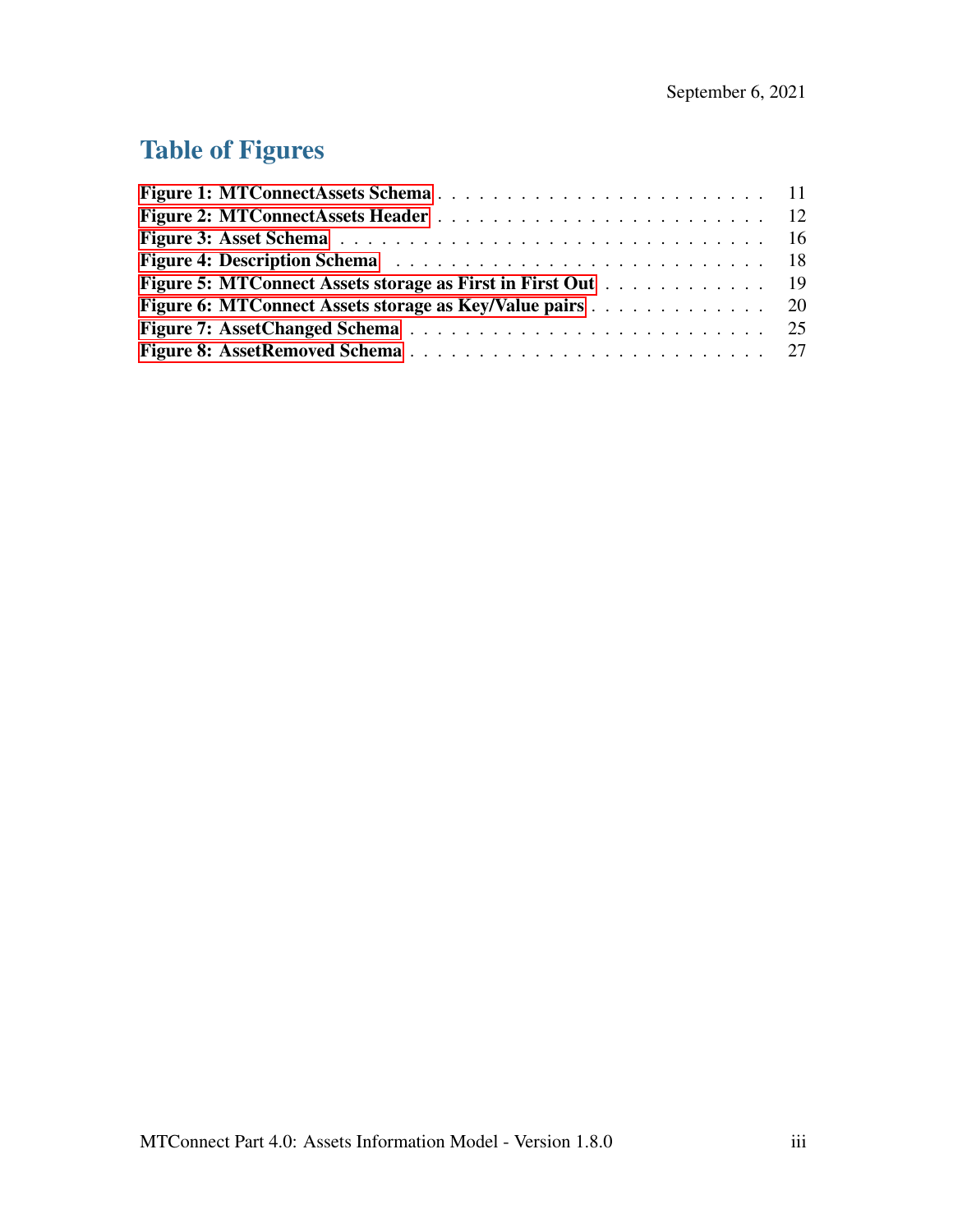# Table of Figures

Figure 1: MTConnectAssets Schema . . . . . . . . . . . . . . . . . . . . . . . . 11
Figure 2: MTConnectAssets Header . . . . . . . . . . . . . . . . . . . . . . . . 12
Figure 3: Asset Schema . . . . . . . . . . . . . . . . . . . . . . . . . . . . . . 16
Figure 4: Description Schema . . . . . . . . . . . . . . . . . . . . . . . . . . 18
Figure 5: MTConnect Assets storage as First in First Out . . . . . . . . . . . . . 19
Figure 6: MTConnect Assets storage as Key/Value pairs . . . . . . . . . . . . . 20
Figure 7: AssetChanged Schema . . . . . . . . . . . . . . . . . . . . . . . . . 25
Figure 8: AssetRemoved Schema . . . . . . . . . . . . . . . . . . . . . . . . . 27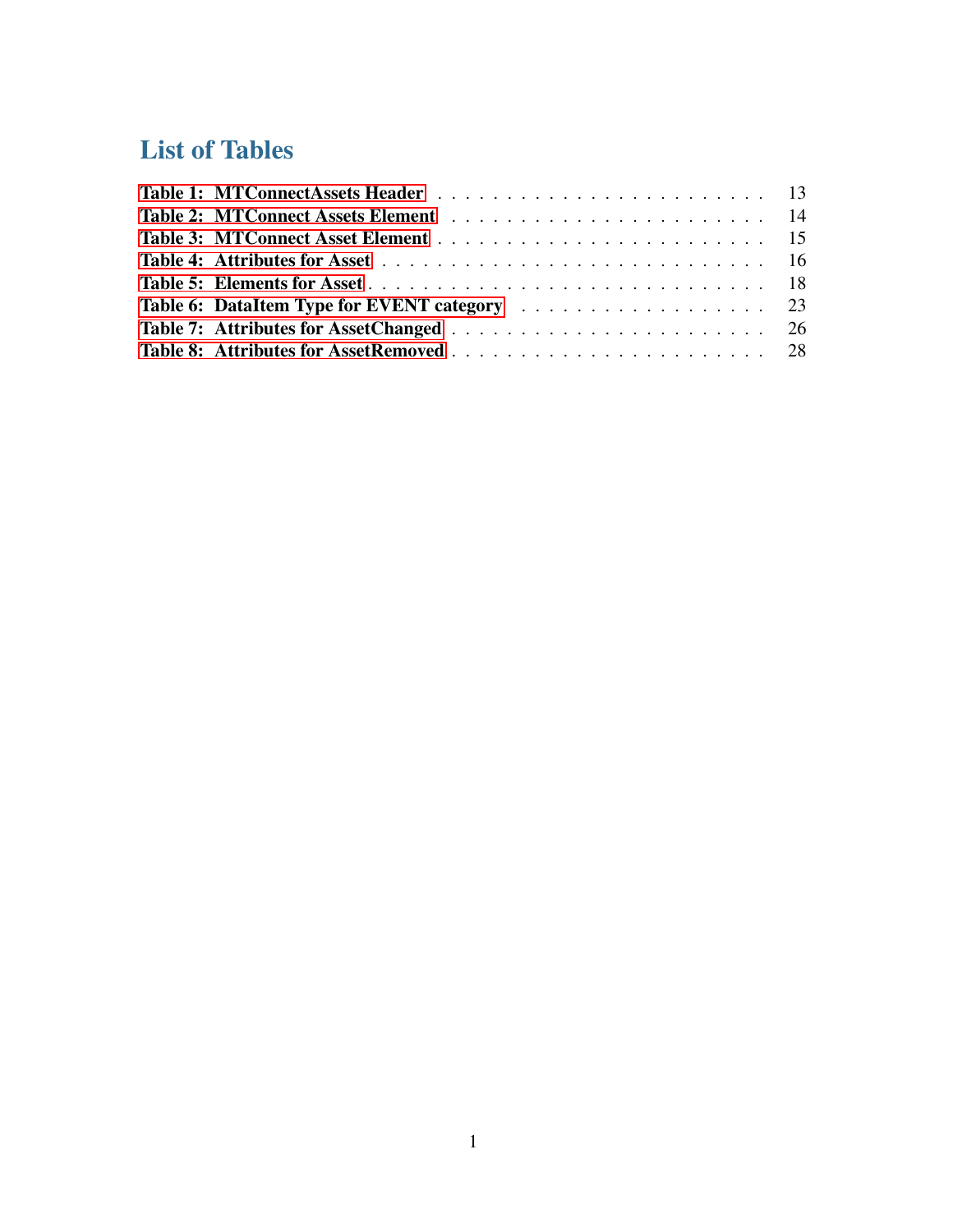# List of Tables

Table 1: MTConnectAssets Header . . . . . . . . . . . . . . . . . . . . . . . . 13
Table 2: MTConnect Assets Element . . . . . . . . . . . . . . . . . . . . . . . 14
Table 3: MTConnect Asset Element . . . . . . . . . . . . . . . . . . . . . . . . 15
Table 4: Attributes for Asset . . . . . . . . . . . . . . . . . . . . . . . . . . 16
Table 5: Elements for Asset . . . . . . . . . . . . . . . . . . . . . . . . . . . 18
Table 6: DataItem Type for EVENT category . . . . . . . . . . . . . . . . . . . 23
Table 7: Attributes for AssetChanged . . . . . . . . . . . . . . . . . . . . . . 26
Table 8: Attributes for AssetRemoved . . . . . . . . . . . . . . . . . . . . . . 28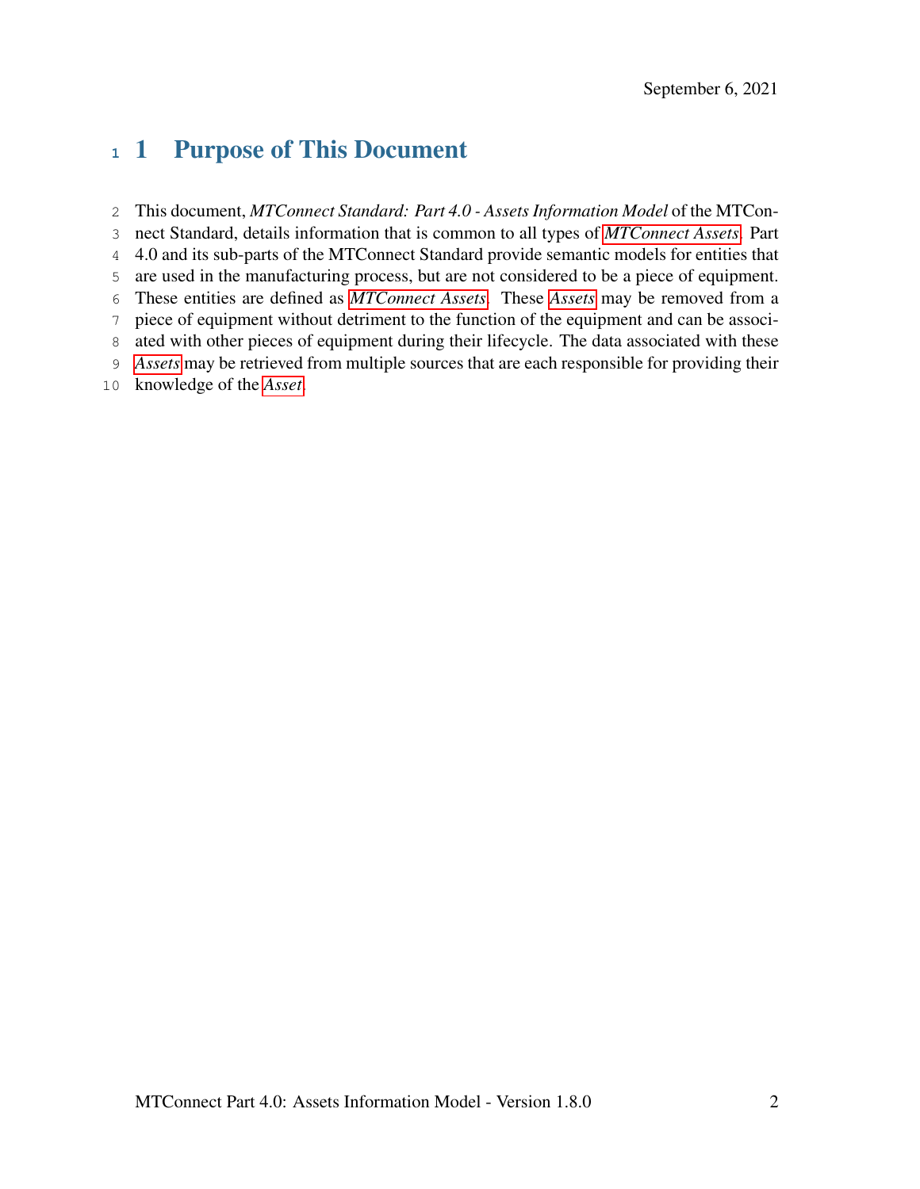# 1 Purpose of This Document

This document, *MTConnect Standard: Part 4.0 - Assets Information Model* of the MTConnect Standard, details information that is common to all types of *MTConnect Assets*. Part 4.0 and its sub-parts of the MTConnect Standard provide semantic models for entities that are used in the manufacturing process, but are not considered to be a piece of equipment. These entities are defined as *MTConnect Assets*. These *Assets* may be removed from a piece of equipment without detriment to the function of the equipment and can be associated with other pieces of equipment during their lifecycle. The data associated with these *Assets* may be retrieved from multiple sources that are each responsible for providing their knowledge of the *Asset*.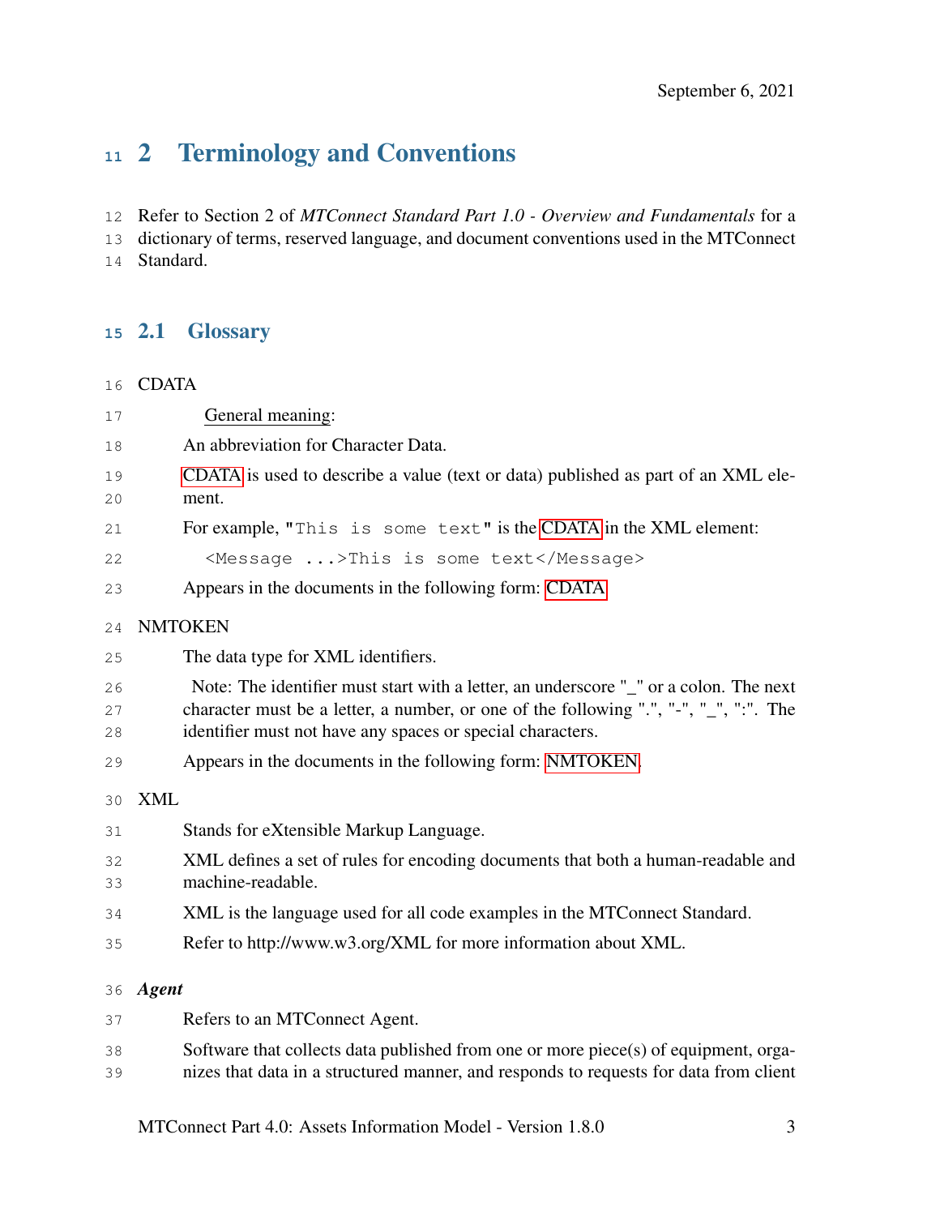# 2 Terminology and Conventions

Refer to Section 2 of *MTConnect Standard Part 1.0 - Overview and Fundamentals* for a dictionary of terms, reserved language, and document conventions used in the MTConnect Standard.

## 2.1 Glossary

CDATA

General meaning:

An abbreviation for Character Data.

CDATA is used to describe a value (text or data) published as part of an XML element.

For example, "`This is some text`" is the CDATA in the XML element:

```
<Message ...>This is some text</Message>
```

Appears in the documents in the following form: CDATA

NMTOKEN

The data type for XML identifiers.

Note: The identifier must start with a letter, an underscore "_" or a colon. The next character must be a letter, a number, or one of the following ".", "-", "_", ":". The identifier must not have any spaces or special characters.

Appears in the documents in the following form: NMTOKEN.

XML

Stands for eXtensible Markup Language.

XML defines a set of rules for encoding documents that both a human-readable and machine-readable.

XML is the language used for all code examples in the MTConnect Standard.

Refer to http://www.w3.org/XML for more information about XML.

***Agent***

Refers to an MTConnect Agent.

Software that collects data published from one or more piece(s) of equipment, organizes that data in a structured manner, and responds to requests for data from client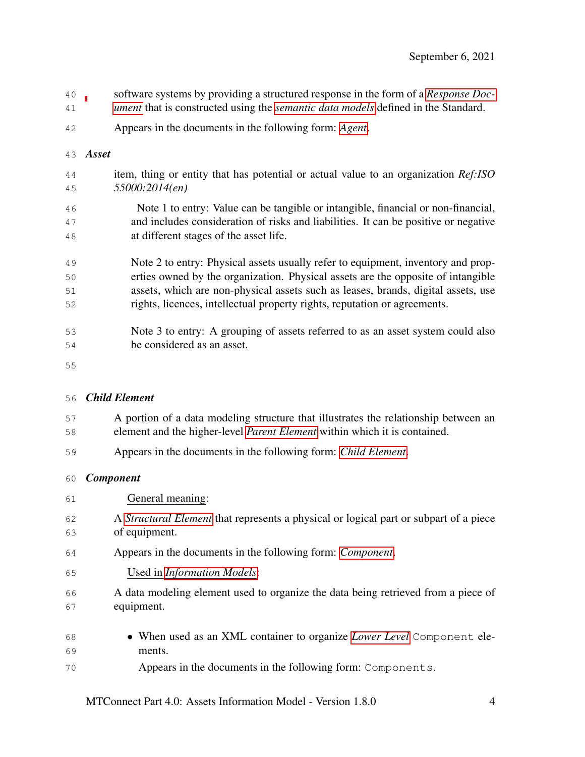software systems by providing a structured response in the form of a *Response Document* that is constructed using the *semantic data models* defined in the Standard.

Appears in the documents in the following form: *Agent*.

### *Asset*

item, thing or entity that has potential or actual value to an organization *Ref:ISO 55000:2014(en)*

> Note 1 to entry: Value can be tangible or intangible, financial or non-financial, and includes consideration of risks and liabilities. It can be positive or negative at different stages of the asset life.

> Note 2 to entry: Physical assets usually refer to equipment, inventory and properties owned by the organization. Physical assets are the opposite of intangible assets, which are non-physical assets such as leases, brands, digital assets, use rights, licences, intellectual property rights, reputation or agreements.

> Note 3 to entry: A grouping of assets referred to as an asset system could also be considered as an asset.

### *Child Element*

A portion of a data modeling structure that illustrates the relationship between an element and the higher-level *Parent Element* within which it is contained.

Appears in the documents in the following form: *Child Element*.

### *Component*

General meaning:

A *Structural Element* that represents a physical or logical part or subpart of a piece of equipment.

Appears in the documents in the following form: *Component*.

Used in *Information Models*:

A data modeling element used to organize the data being retrieved from a piece of equipment.

- When used as an XML container to organize *Lower Level* `Component` elements.

  Appears in the documents in the following form: `Components`.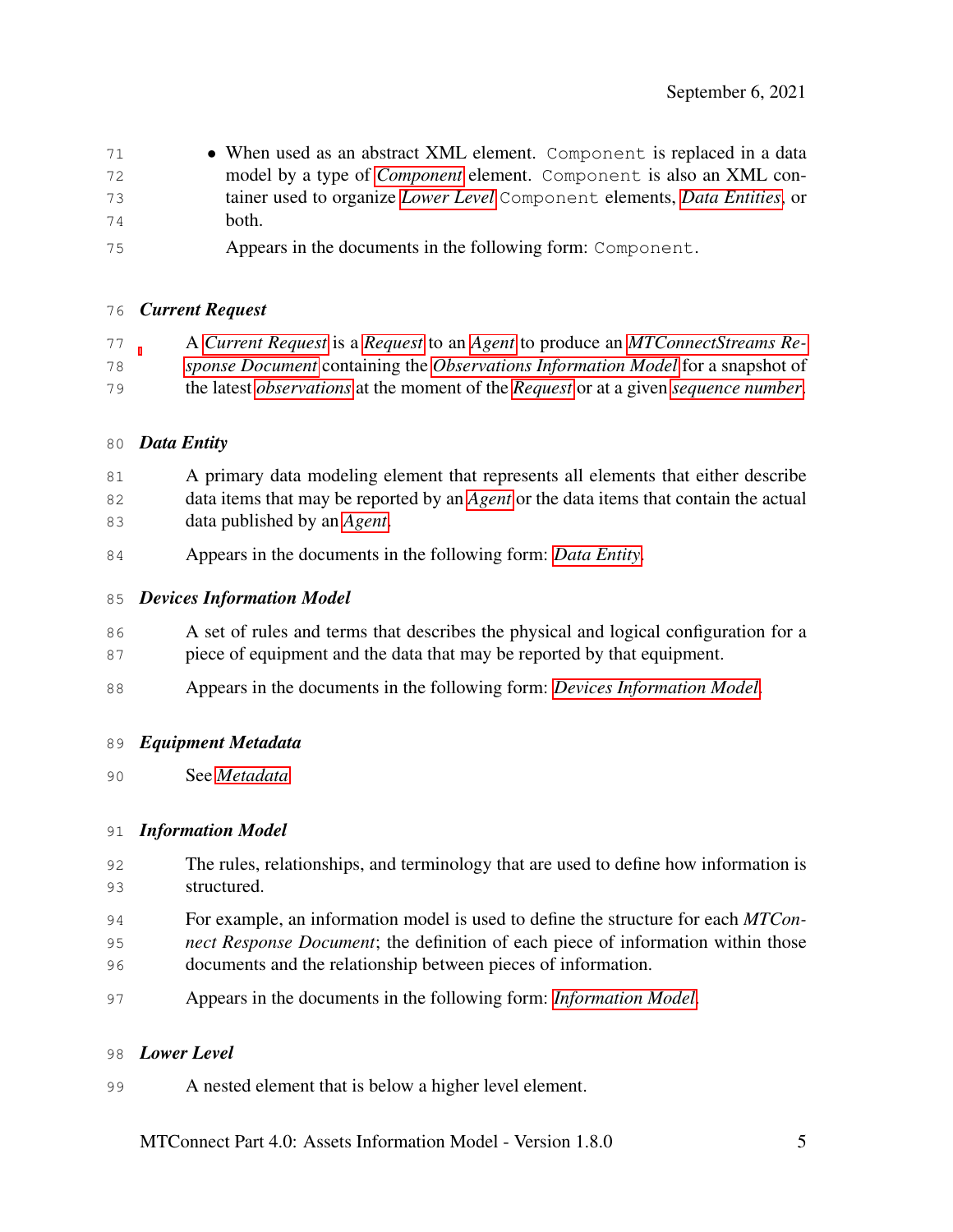- When used as an abstract XML element. `Component` is replaced in a data model by a type of *Component* element. `Component` is also an XML container used to organize *Lower Level* `Component` elements, *Data Entities*, or both.

  Appears in the documents in the following form: `Component`.

***Current Request***

A *Current Request* is a *Request* to an *Agent* to produce an *MTConnectStreams Response Document* containing the *Observations Information Model* for a snapshot of the latest *observations* at the moment of the *Request* or at a given *sequence number*.

***Data Entity***

A primary data modeling element that represents all elements that either describe data items that may be reported by an *Agent* or the data items that contain the actual data published by an *Agent*.

Appears in the documents in the following form: *Data Entity*.

***Devices Information Model***

A set of rules and terms that describes the physical and logical configuration for a piece of equipment and the data that may be reported by that equipment.

Appears in the documents in the following form: *Devices Information Model*.

***Equipment Metadata***

See *Metadata*

***Information Model***

The rules, relationships, and terminology that are used to define how information is structured.

For example, an information model is used to define the structure for each *MTConnect Response Document*; the definition of each piece of information within those documents and the relationship between pieces of information.

Appears in the documents in the following form: *Information Model*.

***Lower Level***

A nested element that is below a higher level element.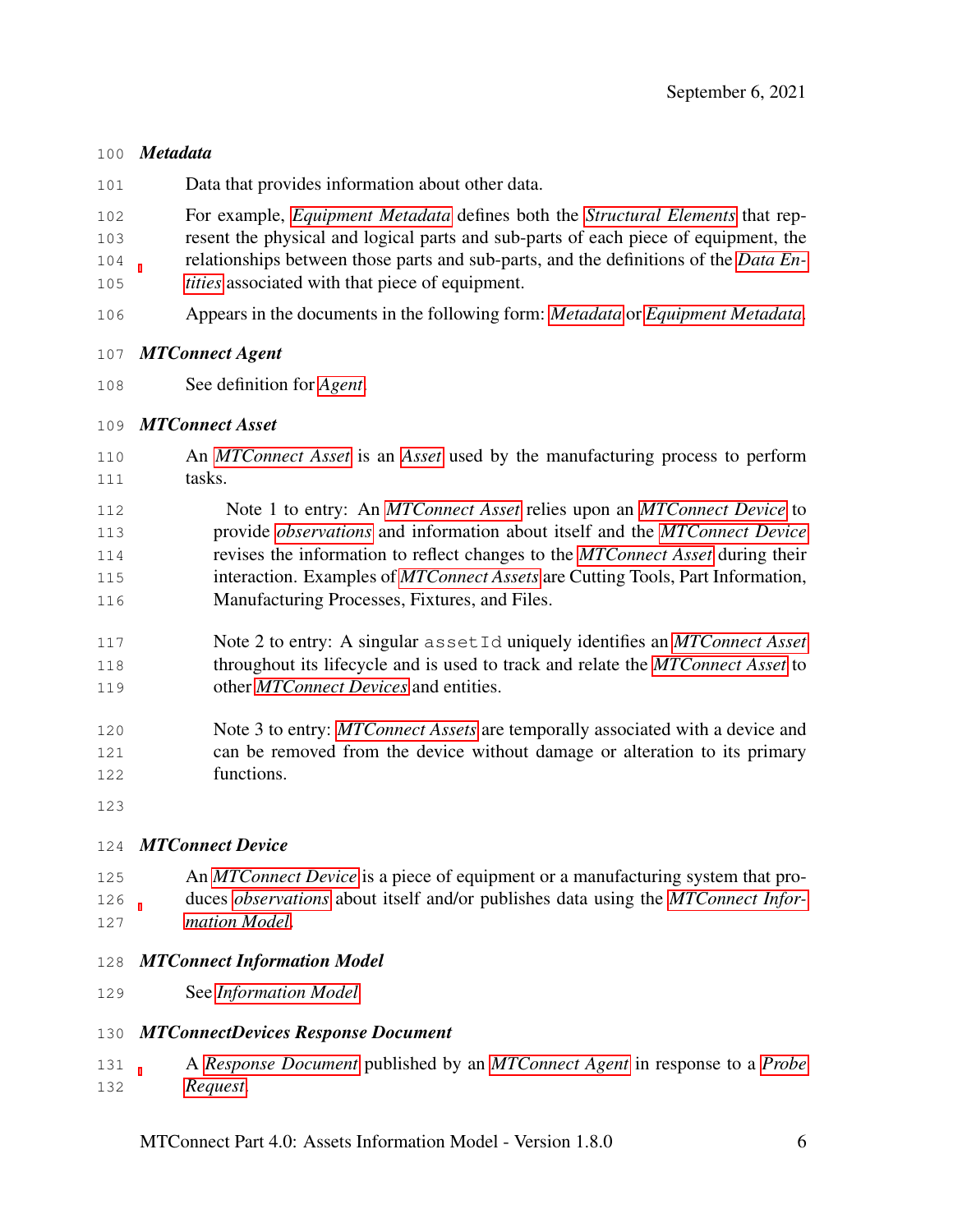***Metadata***

Data that provides information about other data.

For example, *Equipment Metadata* defines both the *Structural Elements* that represent the physical and logical parts and sub-parts of each piece of equipment, the relationships between those parts and sub-parts, and the definitions of the *Data Entities* associated with that piece of equipment.

Appears in the documents in the following form: *Metadata* or *Equipment Metadata*.

***MTConnect Agent***

See definition for *Agent*.

***MTConnect Asset***

An *MTConnect Asset* is an *Asset* used by the manufacturing process to perform tasks.

> Note 1 to entry: An *MTConnect Asset* relies upon an *MTConnect Device* to provide *observations* and information about itself and the *MTConnect Device* revises the information to reflect changes to the *MTConnect Asset* during their interaction. Examples of *MTConnect Assets* are Cutting Tools, Part Information, Manufacturing Processes, Fixtures, and Files.

> Note 2 to entry: A singular `assetId` uniquely identifies an *MTConnect Asset* throughout its lifecycle and is used to track and relate the *MTConnect Asset* to other *MTConnect Devices* and entities.

> Note 3 to entry: *MTConnect Assets* are temporally associated with a device and can be removed from the device without damage or alteration to its primary functions.

***MTConnect Device***

An *MTConnect Device* is a piece of equipment or a manufacturing system that produces *observations* about itself and/or publishes data using the *MTConnect Information Model*.

***MTConnect Information Model***

See *Information Model*.

***MTConnectDevices Response Document***

A *Response Document* published by an *MTConnect Agent* in response to a *Probe Request*.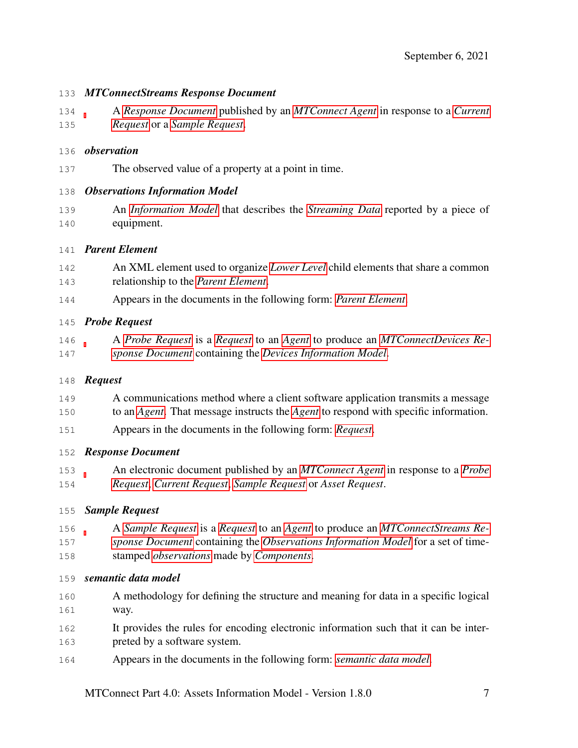**MTConnectStreams Response Document**

A *Response Document* published by an *MTConnect Agent* in response to a *Current Request* or a *Sample Request*.

**observation**

The observed value of a property at a point in time.

**Observations Information Model**

An *Information Model* that describes the *Streaming Data* reported by a piece of equipment.

**Parent Element**

An XML element used to organize *Lower Level* child elements that share a common relationship to the *Parent Element*.

Appears in the documents in the following form: *Parent Element*.

**Probe Request**

A *Probe Request* is a *Request* to an *Agent* to produce an *MTConnectDevices Response Document* containing the *Devices Information Model*.

**Request**

A communications method where a client software application transmits a message to an *Agent*. That message instructs the *Agent* to respond with specific information.

Appears in the documents in the following form: *Request*.

**Response Document**

An electronic document published by an *MTConnect Agent* in response to a *Probe Request*, *Current Request*, *Sample Request* or *Asset Request*.

**Sample Request**

A *Sample Request* is a *Request* to an *Agent* to produce an *MTConnectStreams Response Document* containing the *Observations Information Model* for a set of timestamped *observations* made by *Components*.

**semantic data model**

A methodology for defining the structure and meaning for data in a specific logical way.

It provides the rules for encoding electronic information such that it can be interpreted by a software system.

Appears in the documents in the following form: *semantic data model*.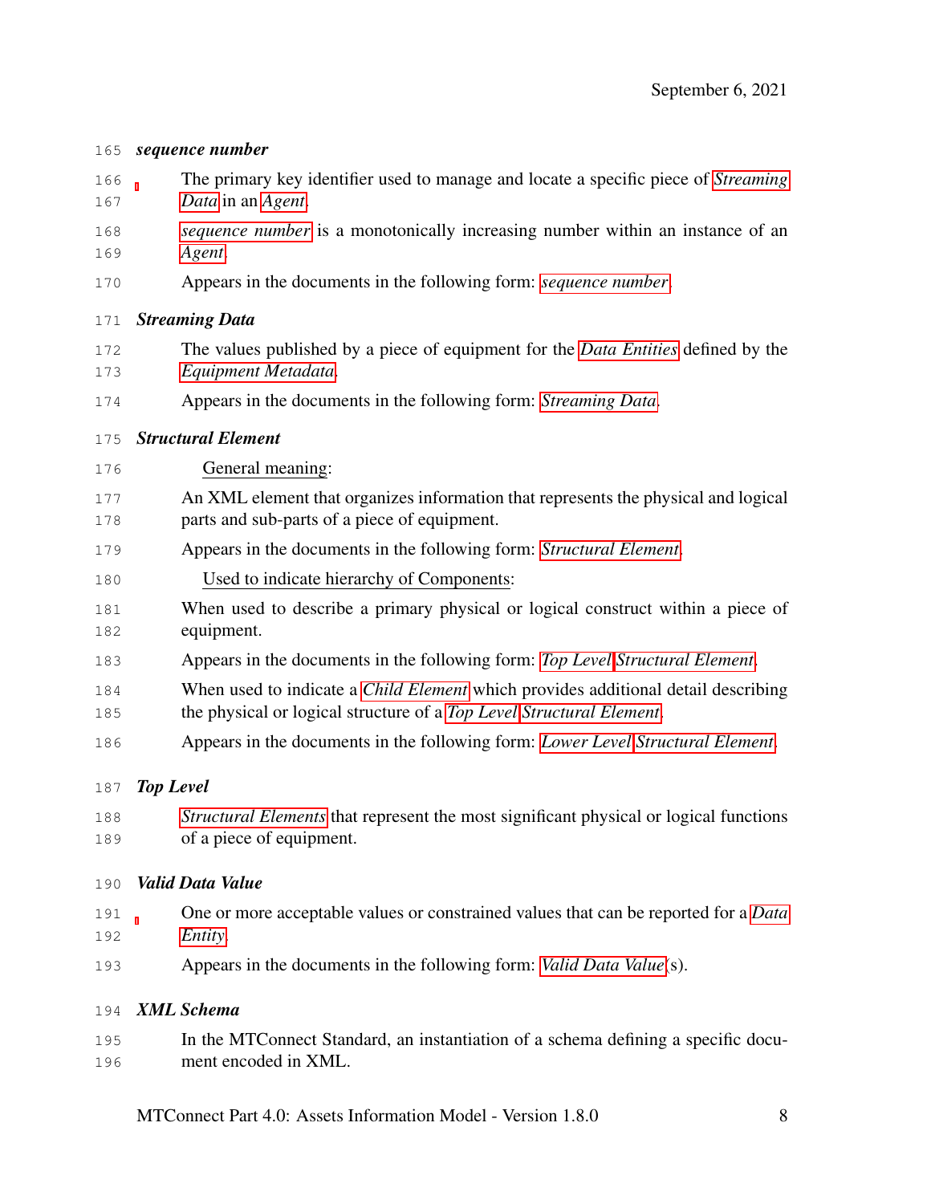***sequence number***

The primary key identifier used to manage and locate a specific piece of *Streaming Data* in an *Agent*.

*sequence number* is a monotonically increasing number within an instance of an *Agent*.

Appears in the documents in the following form: *sequence number*.

***Streaming Data***

The values published by a piece of equipment for the *Data Entities* defined by the *Equipment Metadata*.

Appears in the documents in the following form: *Streaming Data*.

***Structural Element***

General meaning:

An XML element that organizes information that represents the physical and logical parts and sub-parts of a piece of equipment.

Appears in the documents in the following form: *Structural Element*.

Used to indicate hierarchy of Components:

When used to describe a primary physical or logical construct within a piece of equipment.

Appears in the documents in the following form: *Top Level Structural Element*.

When used to indicate a *Child Element* which provides additional detail describing the physical or logical structure of a *Top Level Structural Element*.

Appears in the documents in the following form: *Lower Level Structural Element*.

***Top Level***

*Structural Elements* that represent the most significant physical or logical functions of a piece of equipment.

***Valid Data Value***

One or more acceptable values or constrained values that can be reported for a *Data Entity*.

Appears in the documents in the following form: *Valid Data Value*(s).

***XML Schema***

In the MTConnect Standard, an instantiation of a schema defining a specific document encoded in XML.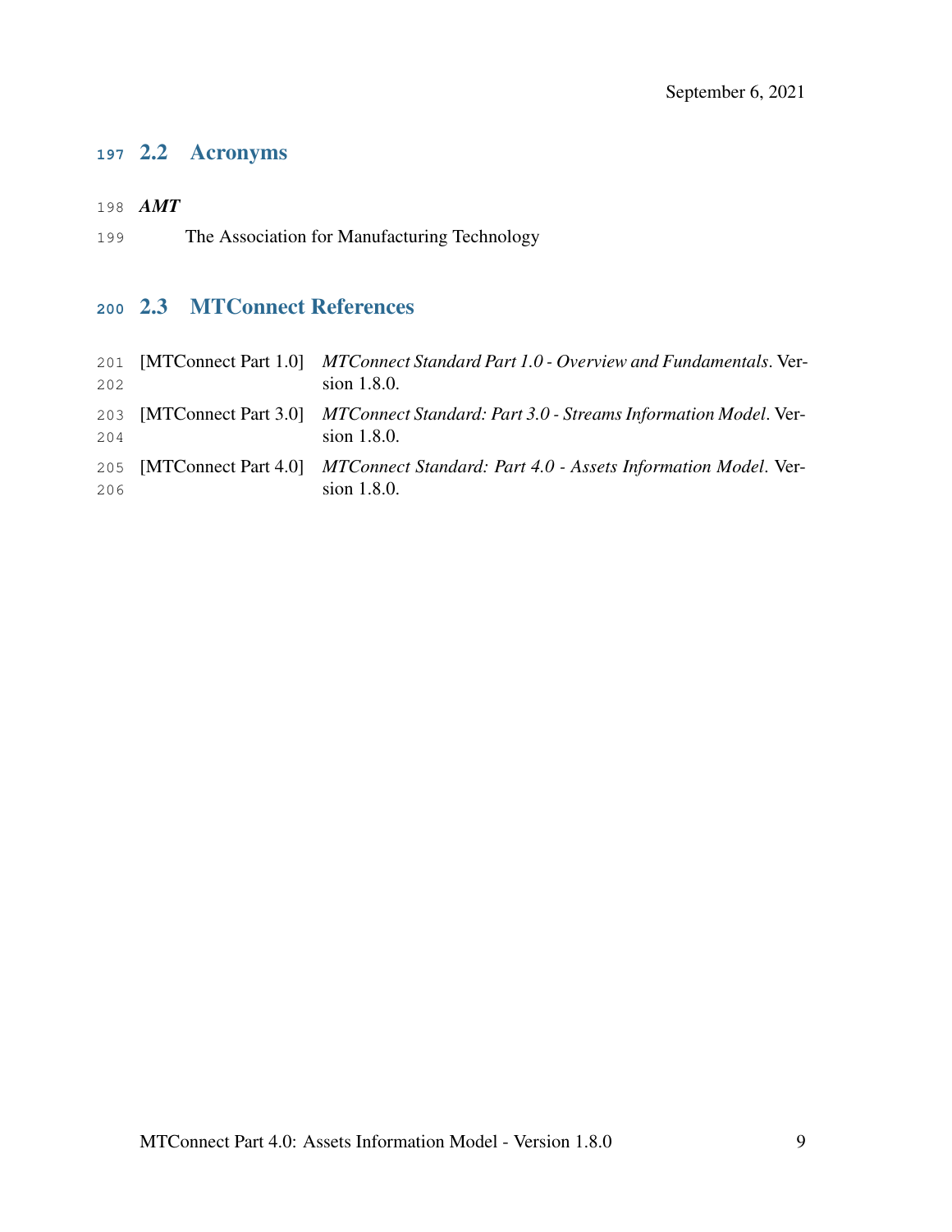## 2.2 Acronyms

***AMT***

The Association for Manufacturing Technology

## 2.3 MTConnect References

[MTConnect Part 1.0] *MTConnect Standard Part 1.0 - Overview and Fundamentals*. Version 1.8.0.

[MTConnect Part 3.0] *MTConnect Standard: Part 3.0 - Streams Information Model*. Version 1.8.0.

[MTConnect Part 4.0] *MTConnect Standard: Part 4.0 - Assets Information Model*. Version 1.8.0.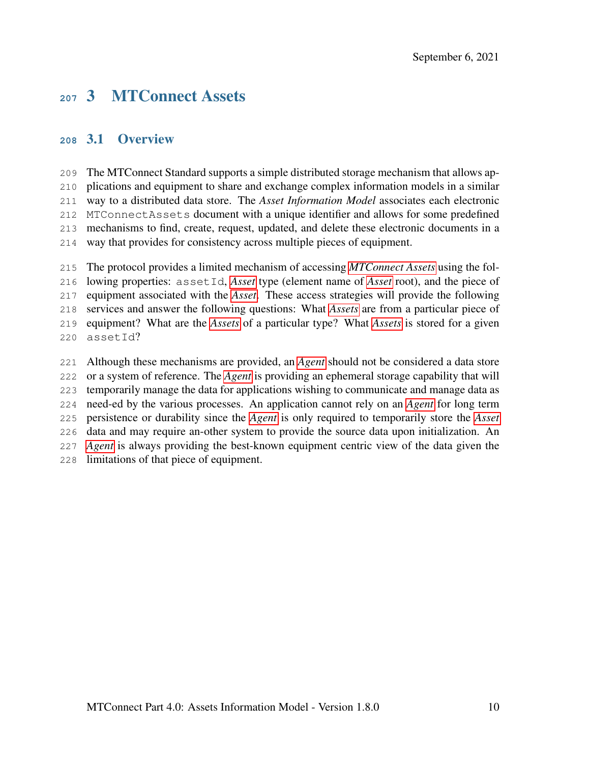# 3 MTConnect Assets

## 3.1 Overview

The MTConnect Standard supports a simple distributed storage mechanism that allows applications and equipment to share and exchange complex information models in a similar way to a distributed data store. The *Asset Information Model* associates each electronic `MTConnectAssets` document with a unique identifier and allows for some predefined mechanisms to find, create, request, updated, and delete these electronic documents in a way that provides for consistency across multiple pieces of equipment.

The protocol provides a limited mechanism of accessing *MTConnect Assets* using the following properties: `assetId`, *Asset* type (element name of *Asset* root), and the piece of equipment associated with the *Asset*. These access strategies will provide the following services and answer the following questions: What *Assets* are from a particular piece of equipment? What are the *Assets* of a particular type? What *Assets* is stored for a given `assetId`?

Although these mechanisms are provided, an *Agent* should not be considered a data store or a system of reference. The *Agent* is providing an ephemeral storage capability that will temporarily manage the data for applications wishing to communicate and manage data as need-ed by the various processes. An application cannot rely on an *Agent* for long term persistence or durability since the *Agent* is only required to temporarily store the *Asset* data and may require an-other system to provide the source data upon initialization. An *Agent* is always providing the best-known equipment centric view of the data given the limitations of that piece of equipment.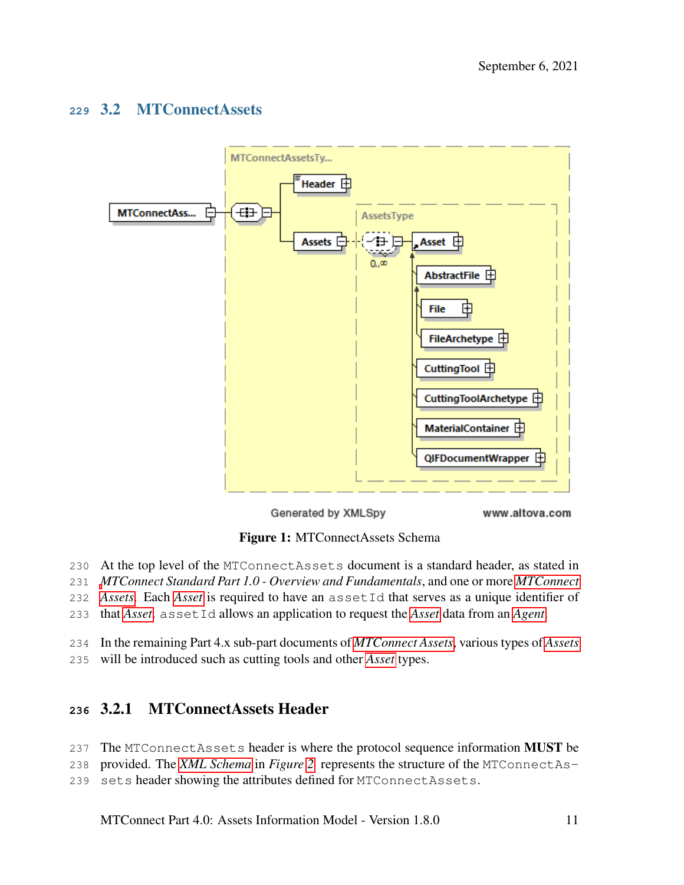## 3.2 MTConnectAssets

Figure 1: MTConnectAssets Schema

At the top level of the MTConnectAssets document is a standard header, as stated in *MTConnect Standard Part 1.0 - Overview and Fundamentals*, and one or more *MTConnect Assets*. Each *Asset* is required to have an assetId that serves as a unique identifier of that *Asset*. assetId allows an application to request the *Asset* data from an *Agent*.

In the remaining Part 4.x sub-part documents of *MTConnect Assets*, various types of *Assets* will be introduced such as cutting tools and other *Asset* types.

### 3.2.1 MTConnectAssets Header

The MTConnectAssets header is where the protocol sequence information **MUST** be provided. The *XML Schema* in *Figure* 2 represents the structure of the MTConnectAssets header showing the attributes defined for MTConnectAssets.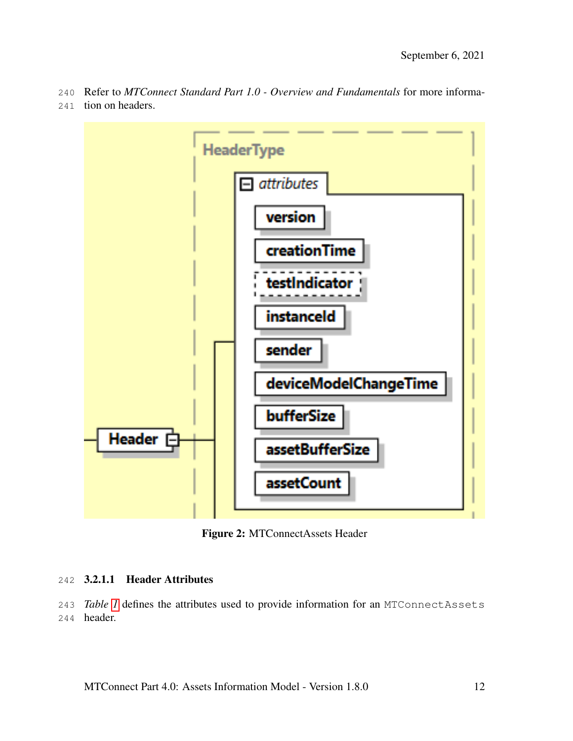Refer to *MTConnect Standard Part 1.0 - Overview and Fundamentals* for more information on headers.

Figure 2: MTConnectAssets Header

#### 3.2.1.1 Header Attributes

*Table 1* defines the attributes used to provide information for an `MTConnectAssets` header.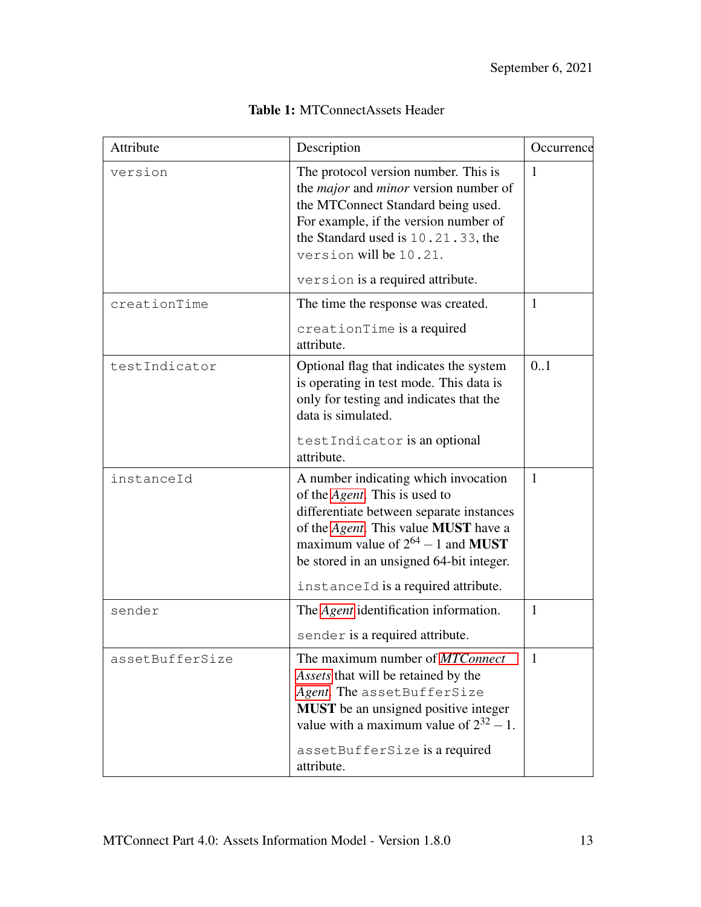**Table 1:** MTConnectAssets Header

| Attribute | Description | Occurrence |
|---|---|---|
| `version` | The protocol version number. This is the *major* and *minor* version number of the MTConnect Standard being used. For example, if the version number of the Standard used is `10.21.33`, the `version` will be `10.21`. `version` is a required attribute. | 1 |
| `creationTime` | The time the response was created. `creationTime` is a required attribute. | 1 |
| `testIndicator` | Optional flag that indicates the system is operating in test mode. This data is only for testing and indicates that the data is simulated. `testIndicator` is an optional attribute. | 0..1 |
| `instanceId` | A number indicating which invocation of the *Agent*. This is used to differentiate between separate instances of the *Agent*. This value **MUST** have a maximum value of $2^{64}-1$ and **MUST** be stored in an unsigned 64-bit integer. `instanceId` is a required attribute. | 1 |
| `sender` | The *Agent* identification information. `sender` is a required attribute. | 1 |
| `assetBufferSize` | The maximum number of *MTConnect Assets* that will be retained by the *Agent*. The `assetBufferSize` **MUST** be an unsigned positive integer value with a maximum value of $2^{32}-1$. `assetBufferSize` is a required attribute. | 1 |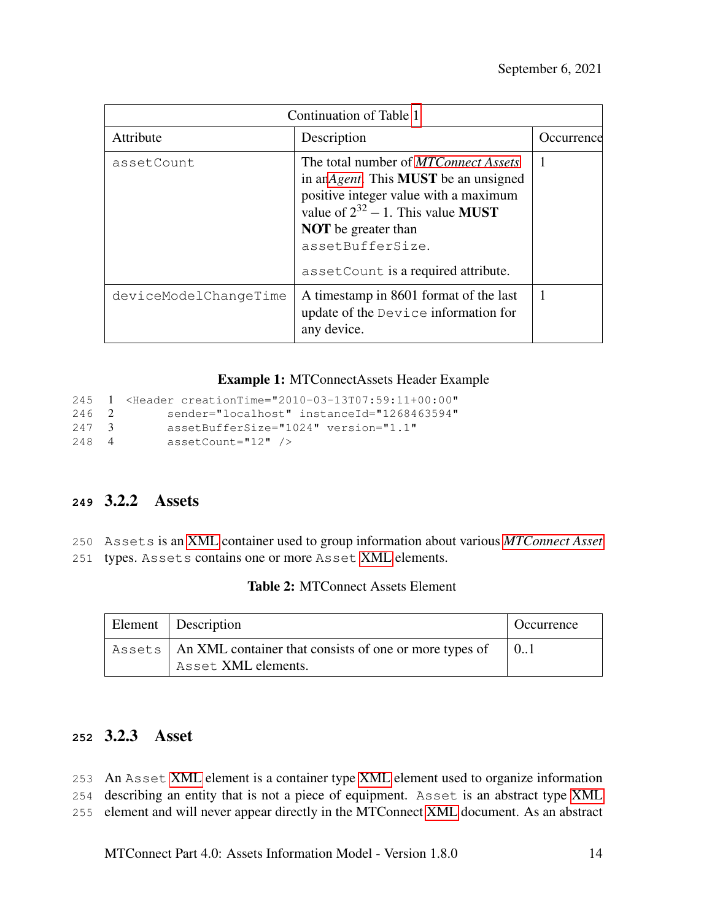| Continuation of Table 1 | | |
|---|---|---|
| Attribute | Description | Occurrence |
| assetCount | The total number of *MTConnect Assets* in an *Agent*. This **MUST** be an unsigned positive integer value with a maximum value of $2^{32} - 1$. This value **MUST NOT** be greater than assetBufferSize. <br><br> assetCount is a required attribute. | 1 |
| deviceModelChangeTime | A timestamp in 8601 format of the last update of the Device information for any device. | 1 |

**Example 1:** MTConnectAssets Header Example

```
<Header creationTime="2010-03-13T07:59:11+00:00"
      sender="localhost" instanceId="1268463594"
      assetBufferSize="1024" version="1.1"
      assetCount="12" />
```

### 3.2.2 Assets

Assets is an XML container used to group information about various *MTConnect Asset* types. Assets contains one or more Asset XML elements.

**Table 2:** MTConnect Assets Element

| Element | Description | Occurrence |
|---|---|---|
| Assets | An XML container that consists of one or more types of Asset XML elements. | 0..1 |

### 3.2.3 Asset

An Asset XML element is a container type XML element used to organize information describing an entity that is not a piece of equipment. Asset is an abstract type XML element and will never appear directly in the MTConnect XML document. As an abstract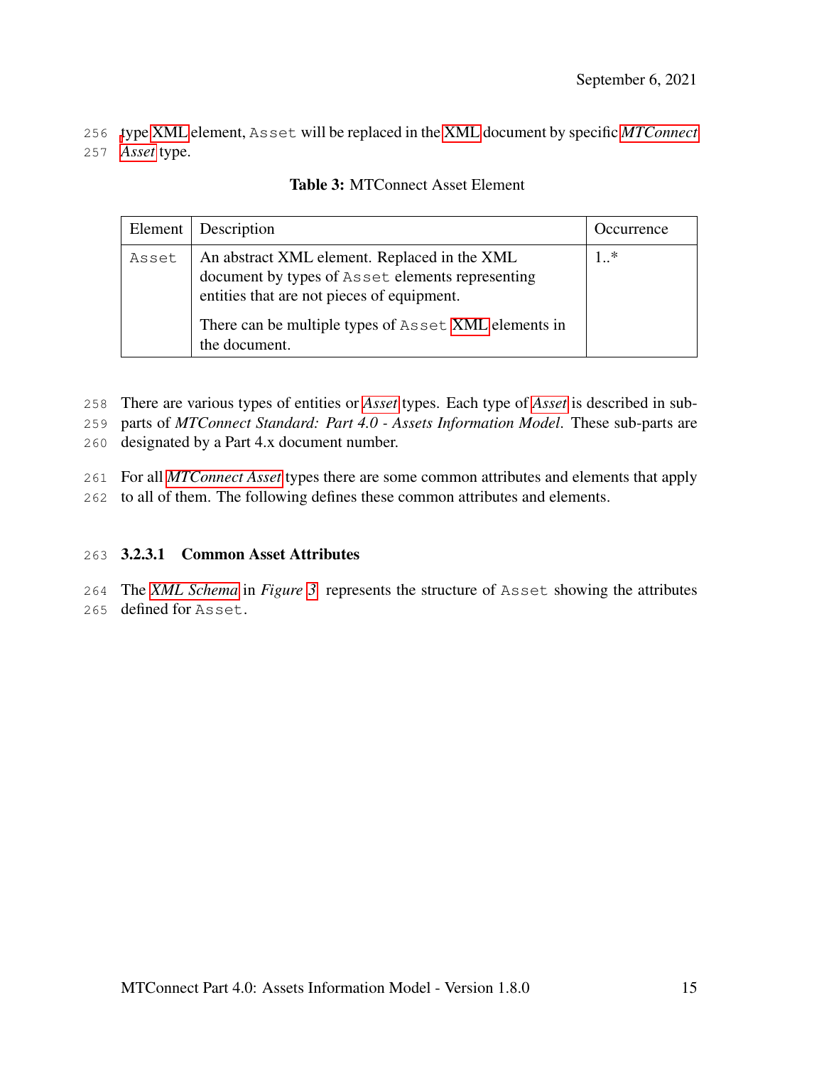type XML element, `Asset` will be replaced in the XML document by specific *MTConnect Asset* type.

**Table 3:** MTConnect Asset Element

| Element | Description | Occurrence |
|---|---|---|
| `Asset` | An abstract XML element. Replaced in the XML document by types of `Asset` elements representing entities that are not pieces of equipment. There can be multiple types of `Asset` XML elements in the document. | 1..* |

There are various types of entities or *Asset* types. Each type of *Asset* is described in sub-parts of *MTConnect Standard: Part 4.0 - Assets Information Model*. These sub-parts are designated by a Part 4.x document number.

For all *MTConnect Asset* types there are some common attributes and elements that apply to all of them. The following defines these common attributes and elements.

#### 3.2.3.1 Common Asset Attributes

The *XML Schema* in *Figure 3* represents the structure of `Asset` showing the attributes defined for `Asset`.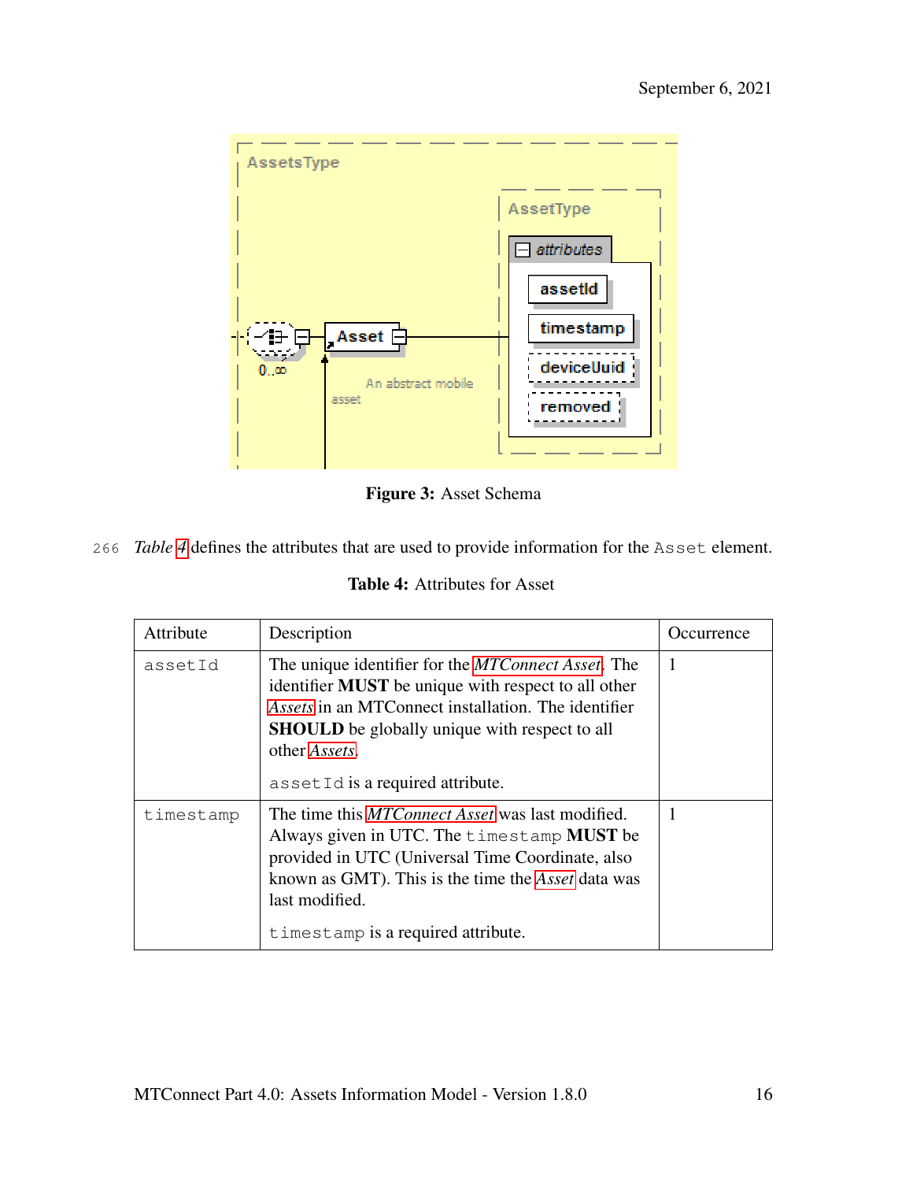Figure 3: Asset Schema

*Table 4* defines the attributes that are used to provide information for the `Asset` element.

**Table 4:** Attributes for Asset

| Attribute | Description | Occurrence |
| --- | --- | --- |
| `assetId` | The unique identifier for the *MTConnect Asset*. The identifier **MUST** be unique with respect to all other *Assets* in an MTConnect installation. The identifier **SHOULD** be globally unique with respect to all other *Assets*. `assetId` is a required attribute. | 1 |
| `timestamp` | The time this *MTConnect Asset* was last modified. Always given in UTC. The `timestamp` **MUST** be provided in UTC (Universal Time Coordinate, also known as GMT). This is the time the *Asset* data was last modified. `timestamp` is a required attribute. | 1 |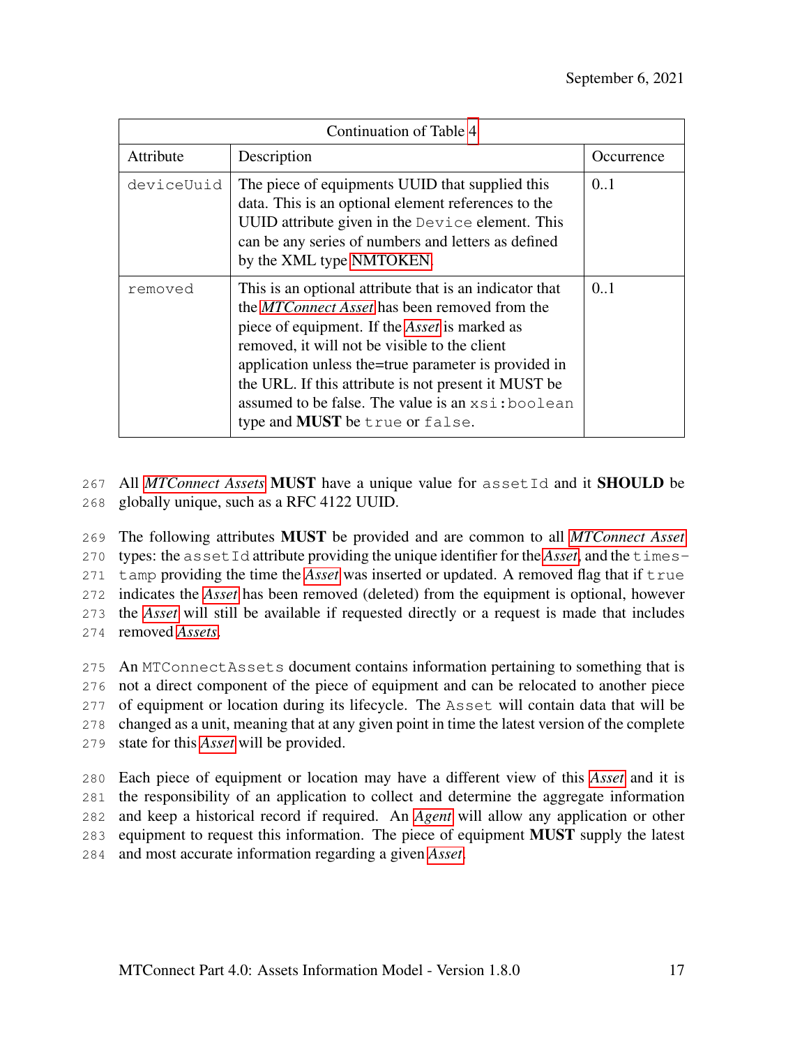| Continuation of Table 4 | | |
|---|---|---|
| Attribute | Description | Occurrence |
| deviceUuid | The piece of equipments UUID that supplied this data. This is an optional element references to the UUID attribute given in the Device element. This can be any series of numbers and letters as defined by the XML type NMTOKEN. | 0..1 |
| removed | This is an optional attribute that is an indicator that the *MTConnect Asset* has been removed from the piece of equipment. If the *Asset* is marked as removed, it will not be visible to the client application unless the=true parameter is provided in the URL. If this attribute is not present it MUST be assumed to be false. The value is an xsi:boolean type and **MUST** be true or false. | 0..1 |

All *MTConnect Assets* **MUST** have a unique value for assetId and it **SHOULD** be globally unique, such as a RFC 4122 UUID.

The following attributes **MUST** be provided and are common to all *MTConnect Asset* types: the assetId attribute providing the unique identifier for the *Asset*, and the timestamp providing the time the *Asset* was inserted or updated. A removed flag that if true indicates the *Asset* has been removed (deleted) from the equipment is optional, however the *Asset* will still be available if requested directly or a request is made that includes removed *Assets*.

An MTConnectAssets document contains information pertaining to something that is not a direct component of the piece of equipment and can be relocated to another piece of equipment or location during its lifecycle. The Asset will contain data that will be changed as a unit, meaning that at any given point in time the latest version of the complete state for this *Asset* will be provided.

Each piece of equipment or location may have a different view of this *Asset* and it is the responsibility of an application to collect and determine the aggregate information and keep a historical record if required. An *Agent* will allow any application or other equipment to request this information. The piece of equipment **MUST** supply the latest and most accurate information regarding a given *Asset*.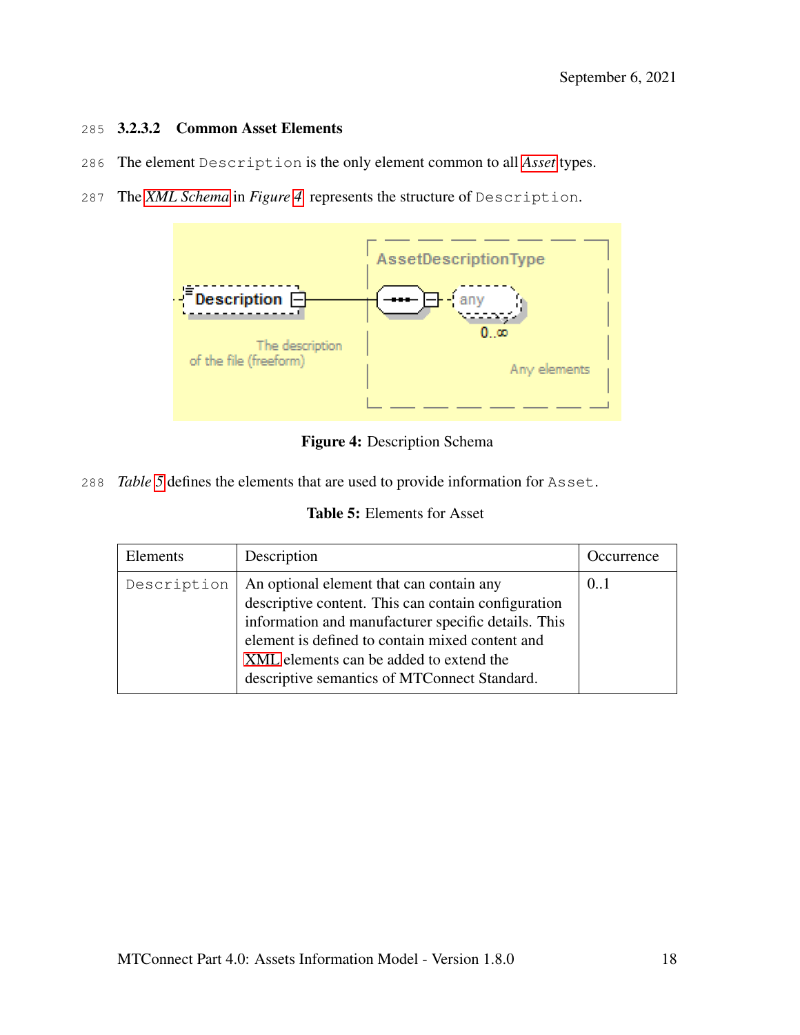#### 3.2.3.2 Common Asset Elements

The element `Description` is the only element common to all *Asset* types.

The *XML Schema* in *Figure 4* represents the structure of `Description`.

**Figure 4:** Description Schema

*Table 5* defines the elements that are used to provide information for `Asset`.

**Table 5:** Elements for Asset

| Elements | Description | Occurrence |
|---|---|---|
| `Description` | An optional element that can contain any descriptive content. This can contain configuration information and manufacturer specific details. This element is defined to contain mixed content and XML elements can be added to extend the descriptive semantics of MTConnect Standard. | 0..1 |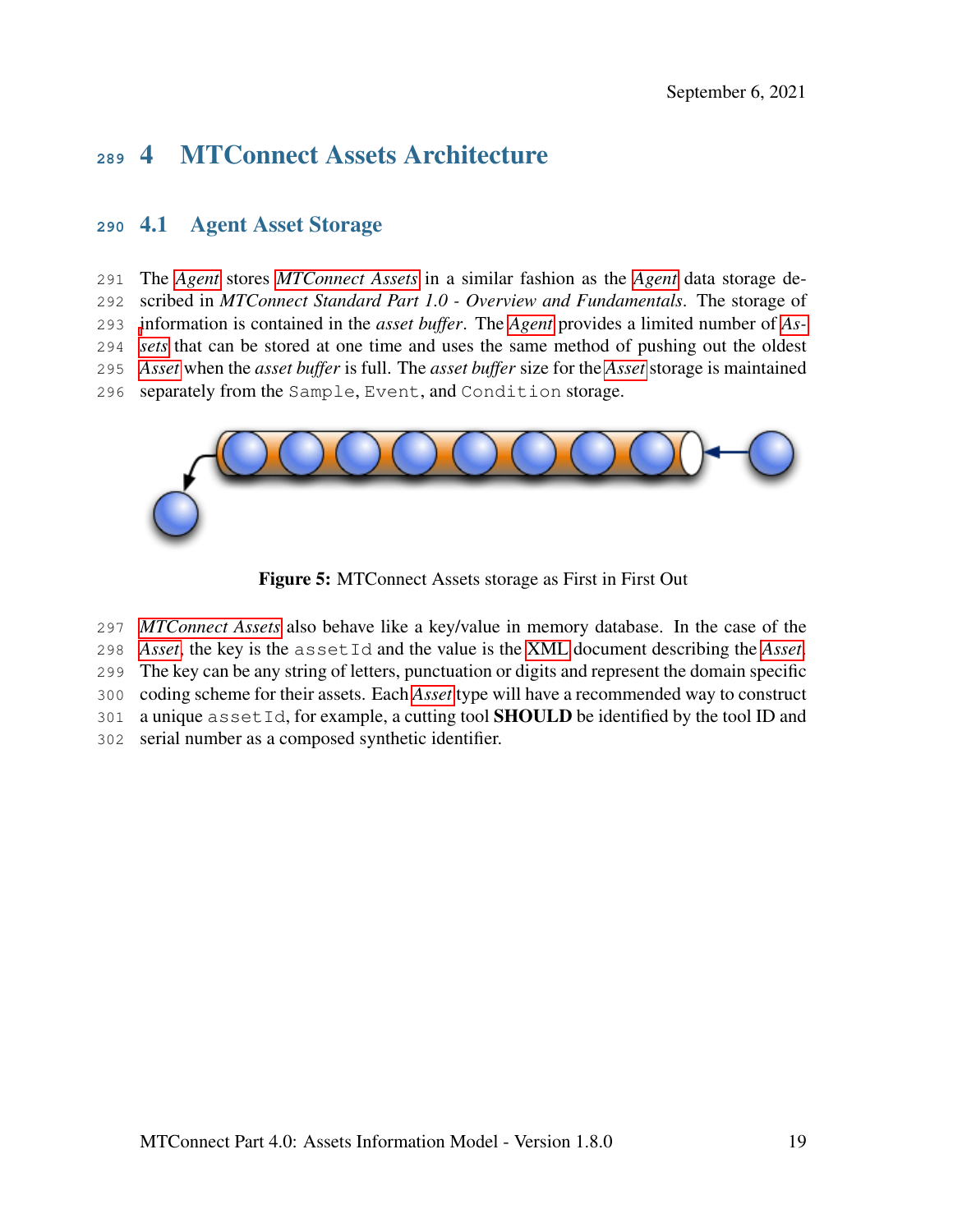# 4 MTConnect Assets Architecture

## 4.1 Agent Asset Storage

The *Agent* stores *MTConnect Assets* in a similar fashion as the *Agent* data storage described in *MTConnect Standard Part 1.0 - Overview and Fundamentals*. The storage of information is contained in the *asset buffer*. The *Agent* provides a limited number of *Assets* that can be stored at one time and uses the same method of pushing out the oldest *Asset* when the *asset buffer* is full. The *asset buffer* size for the *Asset* storage is maintained separately from the `Sample`, `Event`, and `Condition` storage.

**Figure 5:** MTConnect Assets storage as First in First Out

*MTConnect Assets* also behave like a key/value in memory database. In the case of the *Asset*, the key is the `assetId` and the value is the XML document describing the *Asset*. The key can be any string of letters, punctuation or digits and represent the domain specific coding scheme for their assets. Each *Asset* type will have a recommended way to construct a unique `assetId`, for example, a cutting tool **SHOULD** be identified by the tool ID and serial number as a composed synthetic identifier.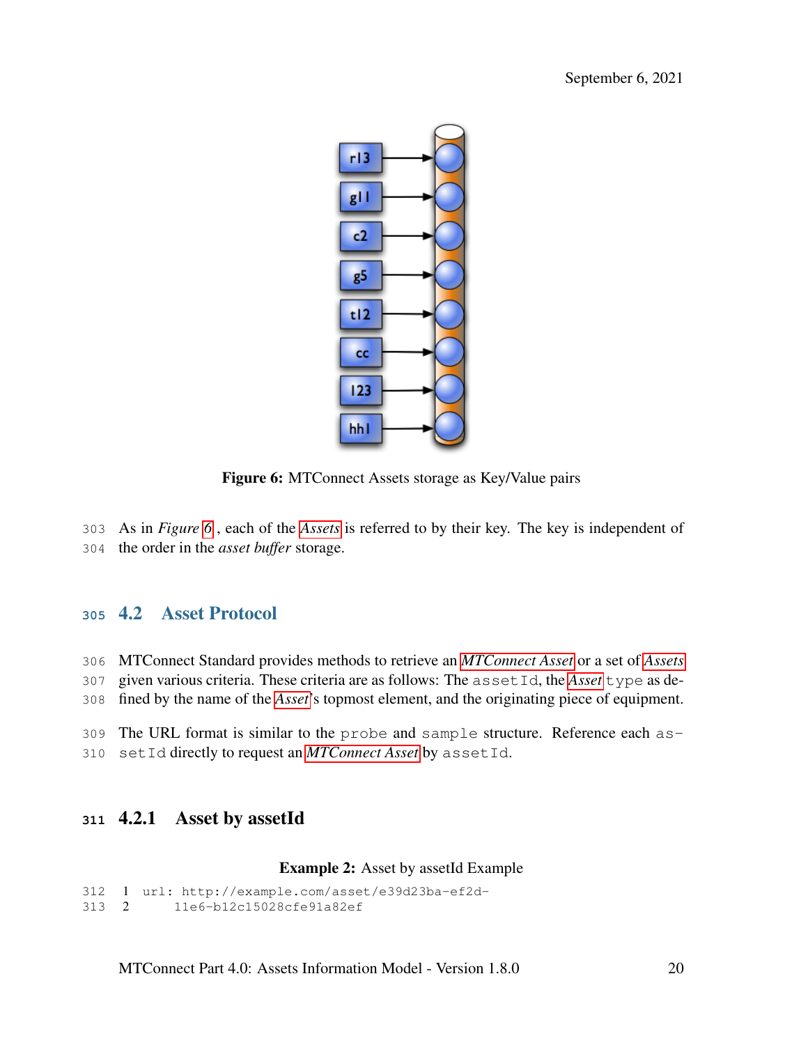Figure 6: MTConnect Assets storage as Key/Value pairs

As in *Figure 6*, each of the *Assets* is referred to by their key. The key is independent of the order in the *asset buffer* storage.

## 4.2 Asset Protocol

MTConnect Standard provides methods to retrieve an *MTConnect Asset* or a set of *Assets* given various criteria. These criteria are as follows: The `assetId`, the *Asset* `type` as defined by the name of the *Asset*'s topmost element, and the originating piece of equipment.

The URL format is similar to the `probe` and `sample` structure. Reference each `assetId` directly to request an *MTConnect Asset* by `assetId`.

### 4.2.1 Asset by assetId

**Example 2:** Asset by assetId Example

```
url: http://example.com/asset/e39d23ba-ef2d-
    11e6-b12c15028cfe91a82ef
```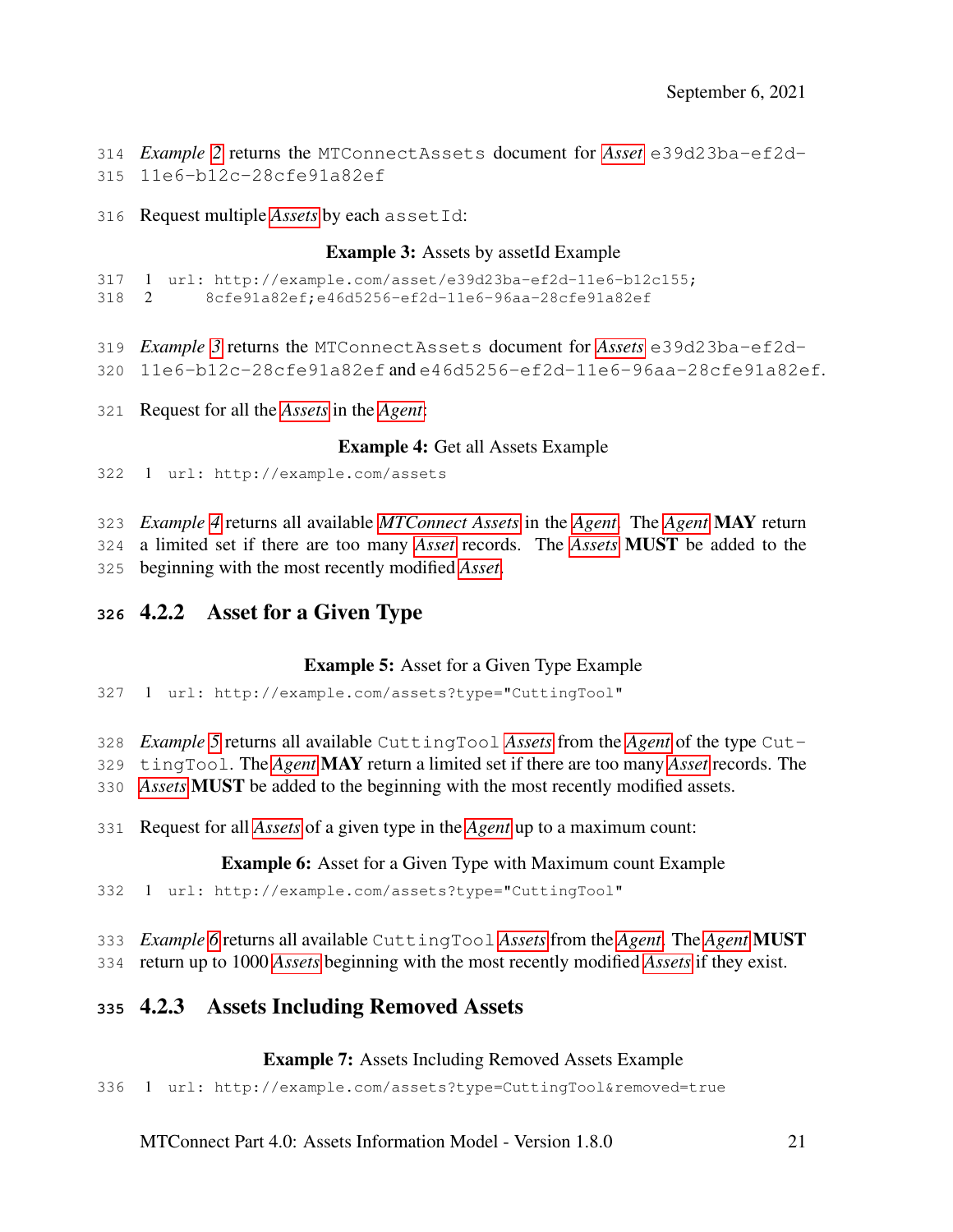*Example 2* returns the `MTConnectAssets` document for *Asset* `e39d23ba-ef2d-11e6-b12c-28cfe91a82ef`

Request multiple *Assets* by each `assetId`:

**Example 3:** Assets by assetId Example

```
url: http://example.com/asset/e39d23ba-ef2d-11e6-b12c155;
     8cfe91a82ef;e46d5256-ef2d-11e6-96aa-28cfe91a82ef
```

*Example 3* returns the `MTConnectAssets` document for *Assets* `e39d23ba-ef2d-11e6-b12c-28cfe91a82ef` and `e46d5256-ef2d-11e6-96aa-28cfe91a82ef`.

Request for all the *Assets* in the *Agent*:

**Example 4:** Get all Assets Example

```
url: http://example.com/assets
```

*Example 4* returns all available *MTConnect Assets* in the *Agent*. The *Agent* **MAY** return a limited set if there are too many *Asset* records. The *Assets* **MUST** be added to the beginning with the most recently modified *Asset*.

### 4.2.2 Asset for a Given Type

**Example 5:** Asset for a Given Type Example

```
url: http://example.com/assets?type="CuttingTool"
```

*Example 5* returns all available `CuttingTool` *Assets* from the *Agent* of the type `CuttingTool`. The *Agent* **MAY** return a limited set if there are too many *Asset* records. The *Assets* **MUST** be added to the beginning with the most recently modified assets.

Request for all *Assets* of a given type in the *Agent* up to a maximum count:

**Example 6:** Asset for a Given Type with Maximum count Example

```
url: http://example.com/assets?type="CuttingTool"
```

*Example 6* returns all available `CuttingTool` *Assets* from the *Agent*. The *Agent* **MUST** return up to 1000 *Assets* beginning with the most recently modified *Assets* if they exist.

### 4.2.3 Assets Including Removed Assets

**Example 7:** Assets Including Removed Assets Example

```
url: http://example.com/assets?type=CuttingTool&removed=true
```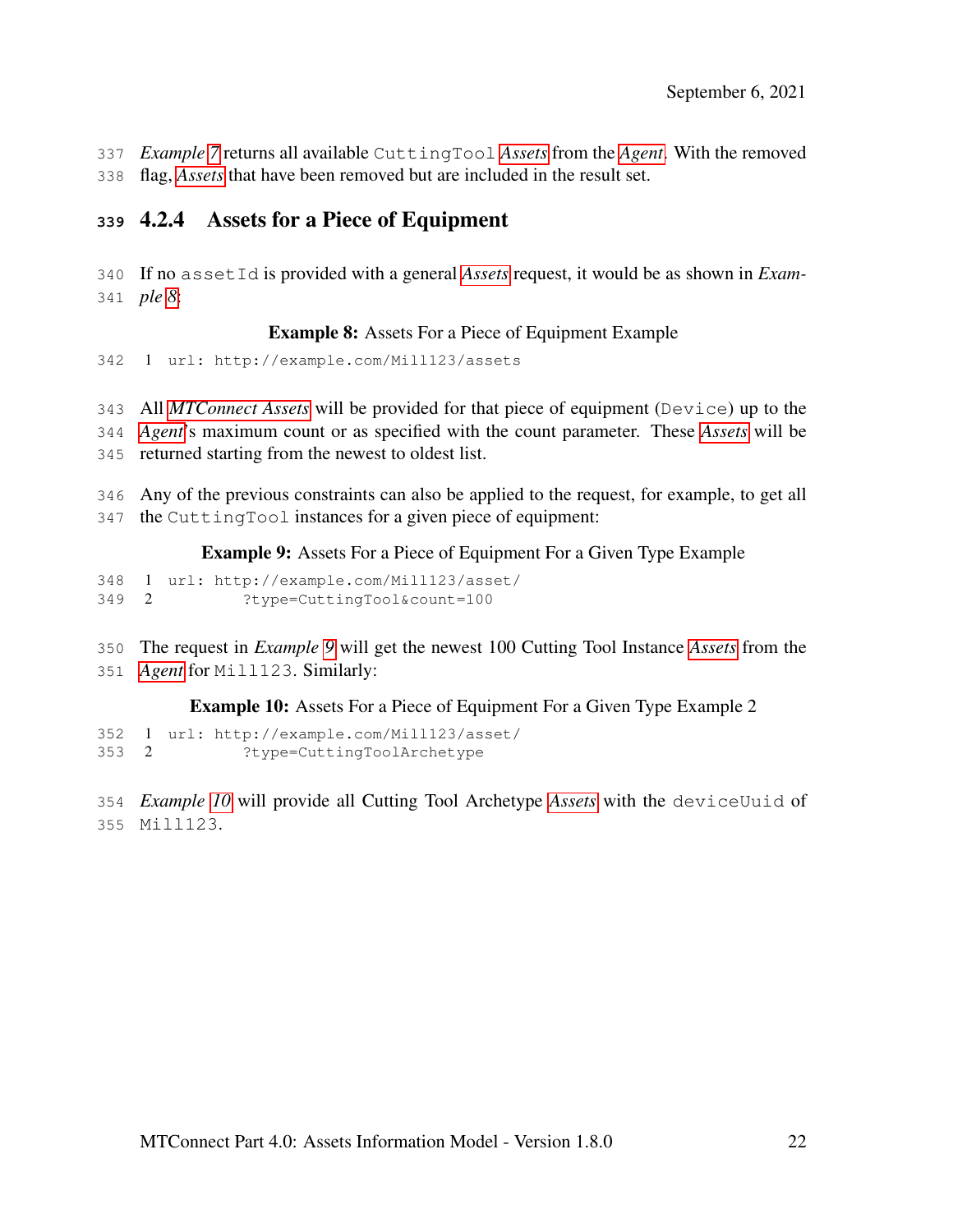*Example 7* returns all available `CuttingTool` *Assets* from the *Agent*. With the removed flag, *Assets* that have been removed but are included in the result set.

### 4.2.4 Assets for a Piece of Equipment

If no `assetId` is provided with a general *Assets* request, it would be as shown in *Example 8*:

**Example 8:** Assets For a Piece of Equipment Example

```
url: http://example.com/Mill123/assets
```

All *MTConnect Assets* will be provided for that piece of equipment (`Device`) up to the *Agent*'s maximum count or as specified with the count parameter. These *Assets* will be returned starting from the newest to oldest list.

Any of the previous constraints can also be applied to the request, for example, to get all the `CuttingTool` instances for a given piece of equipment:

**Example 9:** Assets For a Piece of Equipment For a Given Type Example

```
url: http://example.com/Mill123/asset/
         ?type=CuttingTool&count=100
```

The request in *Example 9* will get the newest 100 Cutting Tool Instance *Assets* from the *Agent* for `Mill123`. Similarly:

**Example 10:** Assets For a Piece of Equipment For a Given Type Example 2

```
url: http://example.com/Mill123/asset/
         ?type=CuttingToolArchetype
```

*Example 10* will provide all Cutting Tool Archetype *Assets* with the `deviceUuid` of `Mill123`.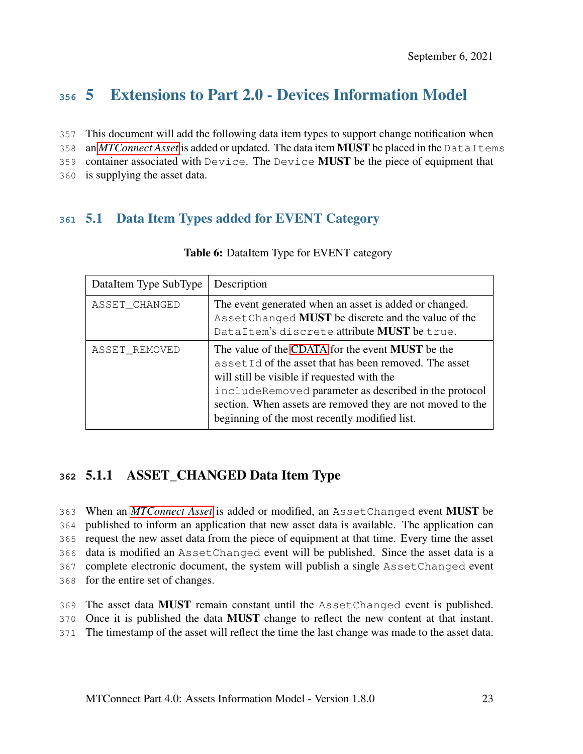# 5 Extensions to Part 2.0 - Devices Information Model

This document will add the following data item types to support change notification when an *MTConnect Asset* is added or updated. The data item **MUST** be placed in the `DataItems` container associated with `Device`. The `Device` **MUST** be the piece of equipment that is supplying the asset data.

## 5.1 Data Item Types added for EVENT Category

**Table 6:** DataItem Type for EVENT category

| DataItem Type SubType | Description |
|---|---|
| `ASSET_CHANGED` | The event generated when an asset is added or changed. `AssetChanged` **MUST** be discrete and the value of the `DataItem`'s `discrete` attribute **MUST** be `true`. |
| `ASSET_REMOVED` | The value of the CDATA for the event **MUST** be the `assetId` of the asset that has been removed. The asset will still be visible if requested with the `includeRemoved` parameter as described in the protocol section. When assets are removed they are not moved to the beginning of the most recently modified list. |

### 5.1.1 ASSET_CHANGED Data Item Type

When an *MTConnect Asset* is added or modified, an `AssetChanged` event **MUST** be published to inform an application that new asset data is available. The application can request the new asset data from the piece of equipment at that time. Every time the asset data is modified an `AssetChanged` event will be published. Since the asset data is a complete electronic document, the system will publish a single `AssetChanged` event for the entire set of changes.

The asset data **MUST** remain constant until the `AssetChanged` event is published. Once it is published the data **MUST** change to reflect the new content at that instant. The timestamp of the asset will reflect the time the last change was made to the asset data.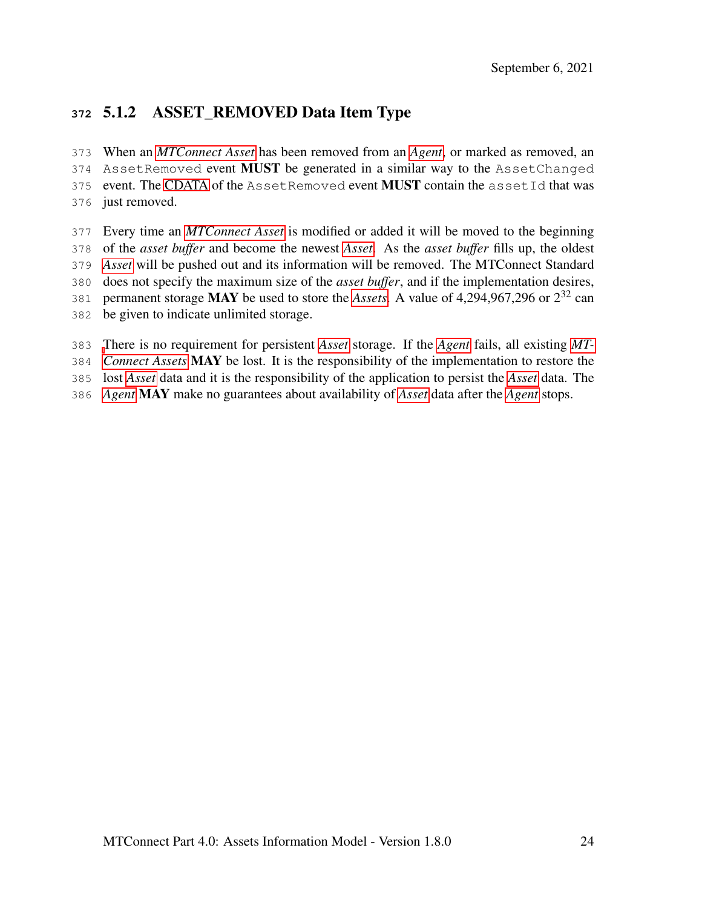### 5.1.2 ASSET_REMOVED Data Item Type

When an *MTConnect Asset* has been removed from an *Agent*, or marked as removed, an `AssetRemoved` event **MUST** be generated in a similar way to the `AssetChanged` event. The CDATA of the `AssetRemoved` event **MUST** contain the `assetId` that was just removed.

Every time an *MTConnect Asset* is modified or added it will be moved to the beginning of the *asset buffer* and become the newest *Asset*. As the *asset buffer* fills up, the oldest *Asset* will be pushed out and its information will be removed. The MTConnect Standard does not specify the maximum size of the *asset buffer*, and if the implementation desires, permanent storage **MAY** be used to store the *Assets*. A value of 4,294,967,296 or $2^{32}$ can be given to indicate unlimited storage.

There is no requirement for persistent *Asset* storage. If the *Agent* fails, all existing *MTConnect Assets* **MAY** be lost. It is the responsibility of the implementation to restore the lost *Asset* data and it is the responsibility of the application to persist the *Asset* data. The *Agent* **MAY** make no guarantees about availability of *Asset* data after the *Agent* stops.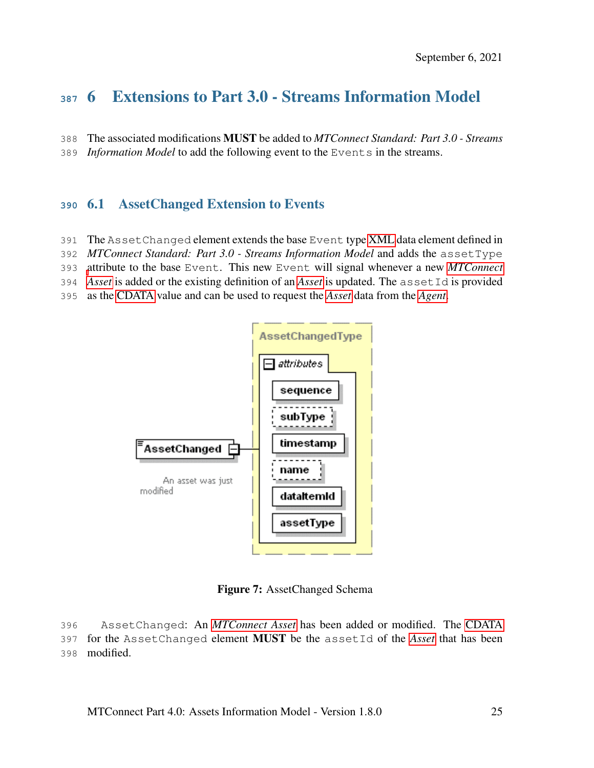# 6 Extensions to Part 3.0 - Streams Information Model

The associated modifications **MUST** be added to *MTConnect Standard: Part 3.0 - Streams Information Model* to add the following event to the `Events` in the streams.

## 6.1 AssetChanged Extension to Events

The `AssetChanged` element extends the base `Event` type XML data element defined in *MTConnect Standard: Part 3.0 - Streams Information Model* and adds the `assetType` attribute to the base `Event`. This new `Event` will signal whenever a new *MTConnect Asset* is added or the existing definition of an *Asset* is updated. The `assetId` is provided as the CDATA value and can be used to request the *Asset* data from the *Agent*.

**Figure 7:** AssetChanged Schema

`AssetChanged`: An *MTConnect Asset* has been added or modified. The CDATA for the `AssetChanged` element **MUST** be the `assetId` of the *Asset* that has been modified.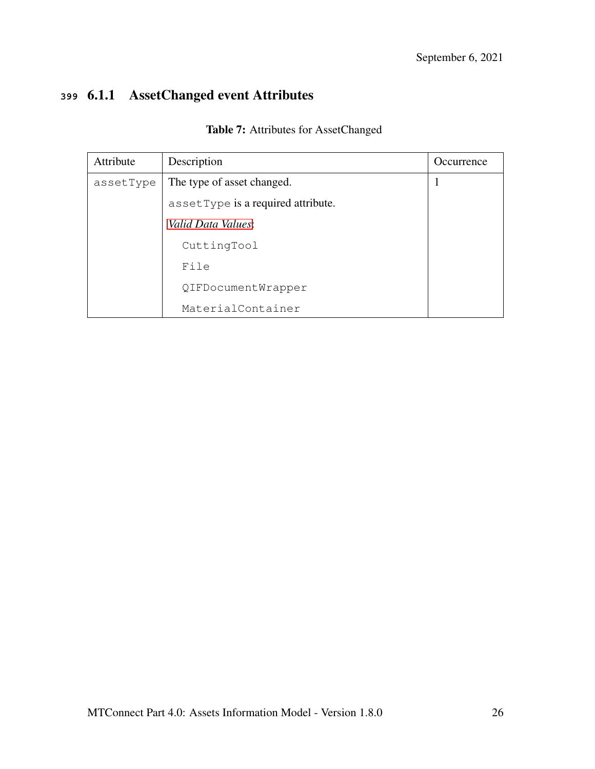### 6.1.1 AssetChanged event Attributes

**Table 7:** Attributes for AssetChanged

| Attribute | Description | Occurrence |
|---|---|---|
| assetType | The type of asset changed.<br><br>assetType is a required attribute.<br><br>*Valid Data Values*:<br><br>CuttingTool<br><br>File<br><br>QIFDocumentWrapper<br><br>MaterialContainer | 1 |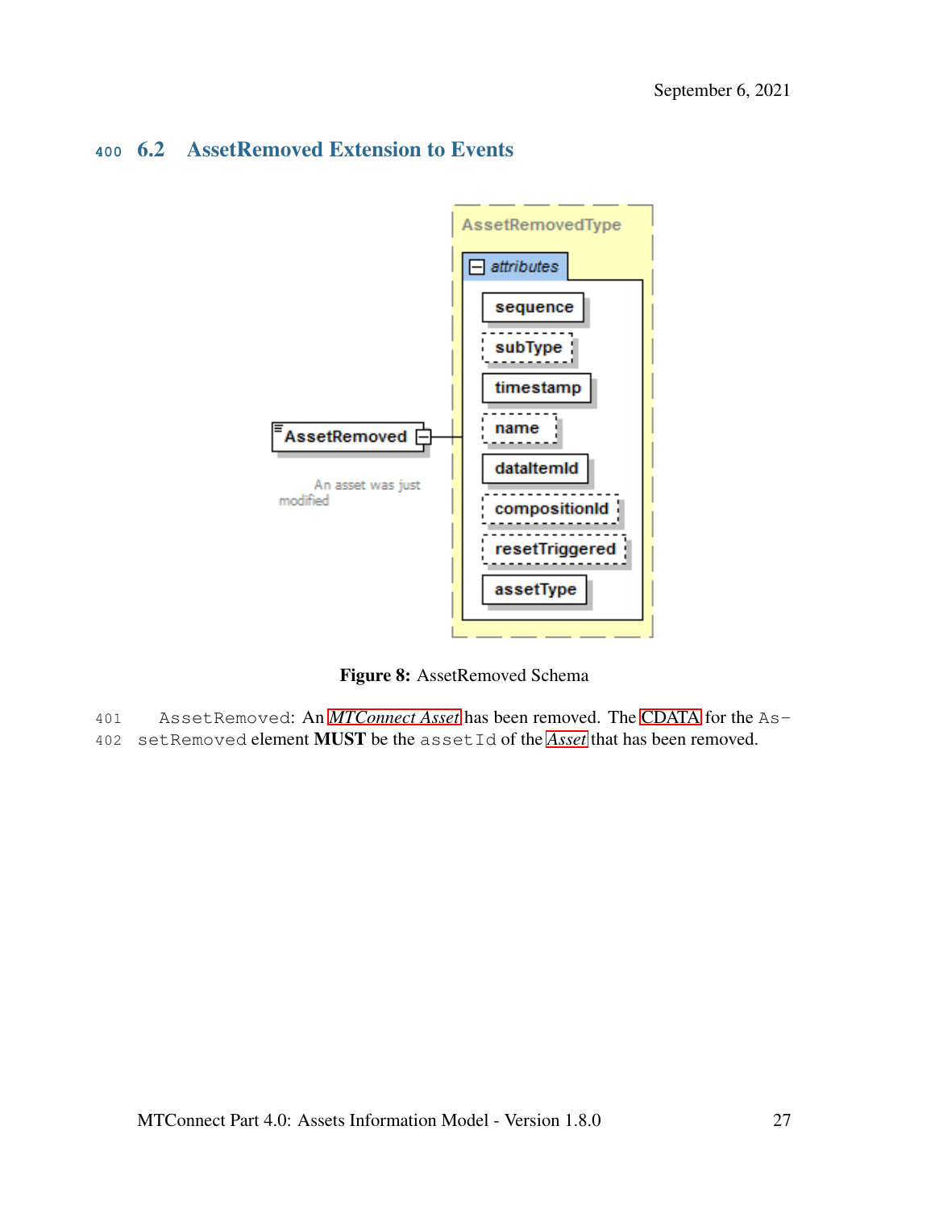## 6.2 AssetRemoved Extension to Events

Figure 8: AssetRemoved Schema

AssetRemoved: An *MTConnect Asset* has been removed. The CDATA for the AssetRemoved element **MUST** be the assetId of the *Asset* that has been removed.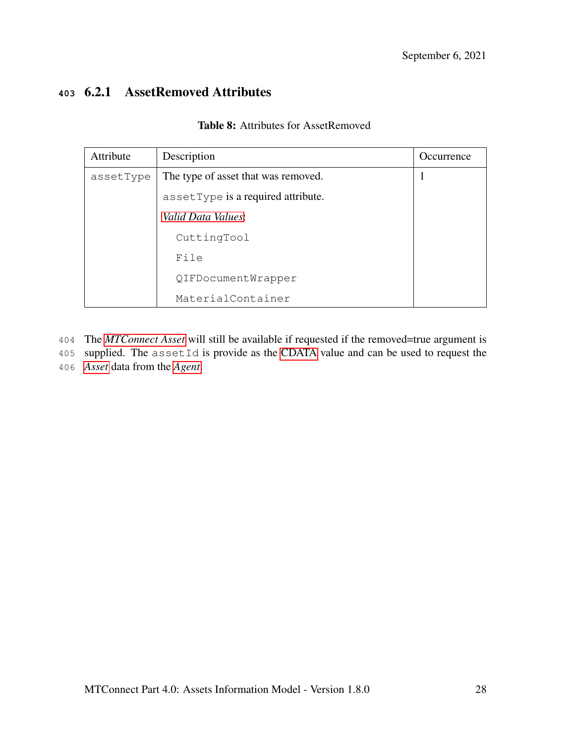### 6.2.1 AssetRemoved Attributes

**Table 8:** Attributes for AssetRemoved

| Attribute | Description | Occurrence |
|---|---|---|
| `assetType` | The type of asset that was removed.<br><br>`assetType` is a required attribute.<br><br>*Valid Data Values*:<br><br>`CuttingTool`<br><br>`File`<br><br>`QIFDocumentWrapper`<br><br>`MaterialContainer` | 1 |

The *MTConnect Asset* will still be available if requested if the removed=true argument is supplied. The `assetId` is provide as the CDATA value and can be used to request the *Asset* data from the *Agent*.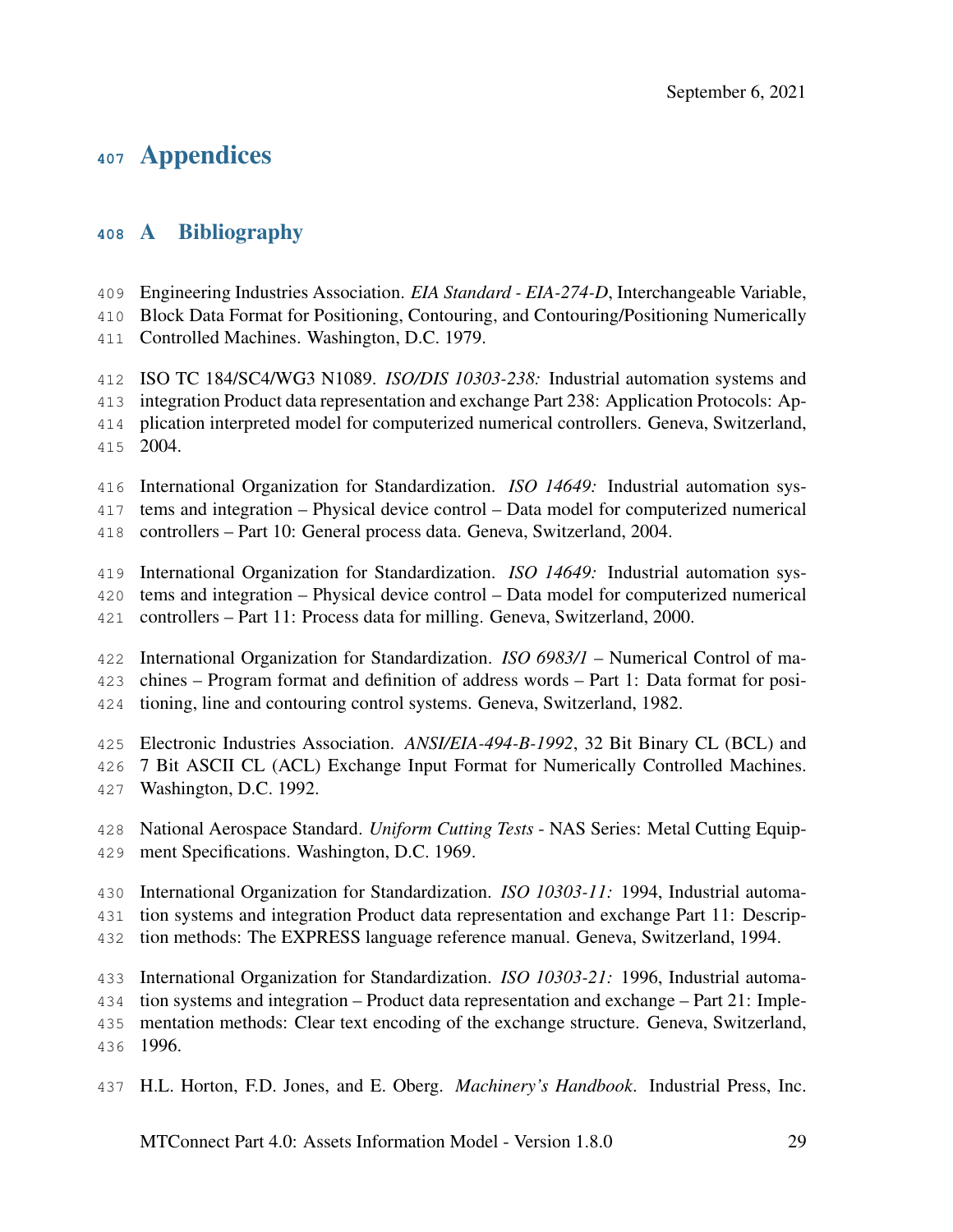# Appendices

## A Bibliography

Engineering Industries Association. *EIA Standard - EIA-274-D*, Interchangeable Variable, Block Data Format for Positioning, Contouring, and Contouring/Positioning Numerically Controlled Machines. Washington, D.C. 1979.

ISO TC 184/SC4/WG3 N1089. *ISO/DIS 10303-238:* Industrial automation systems and integration Product data representation and exchange Part 238: Application Protocols: Application interpreted model for computerized numerical controllers. Geneva, Switzerland, 2004.

International Organization for Standardization. *ISO 14649:* Industrial automation systems and integration – Physical device control – Data model for computerized numerical controllers – Part 10: General process data. Geneva, Switzerland, 2004.

International Organization for Standardization. *ISO 14649:* Industrial automation systems and integration – Physical device control – Data model for computerized numerical controllers – Part 11: Process data for milling. Geneva, Switzerland, 2000.

International Organization for Standardization. *ISO 6983/1* – Numerical Control of machines – Program format and definition of address words – Part 1: Data format for positioning, line and contouring control systems. Geneva, Switzerland, 1982.

Electronic Industries Association. *ANSI/EIA-494-B-1992*, 32 Bit Binary CL (BCL) and 7 Bit ASCII CL (ACL) Exchange Input Format for Numerically Controlled Machines. Washington, D.C. 1992.

National Aerospace Standard. *Uniform Cutting Tests* - NAS Series: Metal Cutting Equipment Specifications. Washington, D.C. 1969.

International Organization for Standardization. *ISO 10303-11:* 1994, Industrial automation systems and integration Product data representation and exchange Part 11: Description methods: The EXPRESS language reference manual. Geneva, Switzerland, 1994.

International Organization for Standardization. *ISO 10303-21:* 1996, Industrial automation systems and integration – Product data representation and exchange – Part 21: Implementation methods: Clear text encoding of the exchange structure. Geneva, Switzerland, 1996.

H.L. Horton, F.D. Jones, and E. Oberg. *Machinery's Handbook*. Industrial Press, Inc.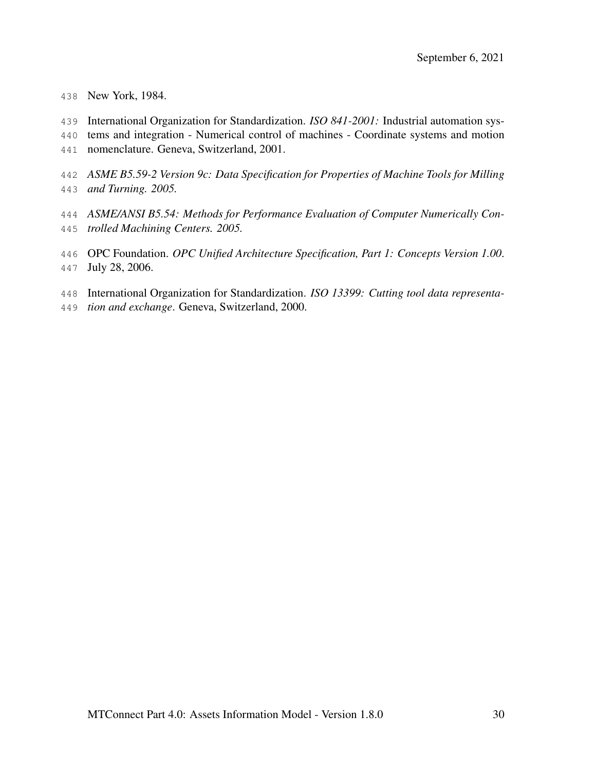New York, 1984.

International Organization for Standardization. *ISO 841-2001:* Industrial automation systems and integration - Numerical control of machines - Coordinate systems and motion nomenclature. Geneva, Switzerland, 2001.

*ASME B5.59-2 Version 9c: Data Specification for Properties of Machine Tools for Milling and Turning. 2005.*

*ASME/ANSI B5.54: Methods for Performance Evaluation of Computer Numerically Controlled Machining Centers. 2005.*

OPC Foundation. *OPC Unified Architecture Specification, Part 1: Concepts Version 1.00*. July 28, 2006.

International Organization for Standardization. *ISO 13399: Cutting tool data representation and exchange*. Geneva, Switzerland, 2000.